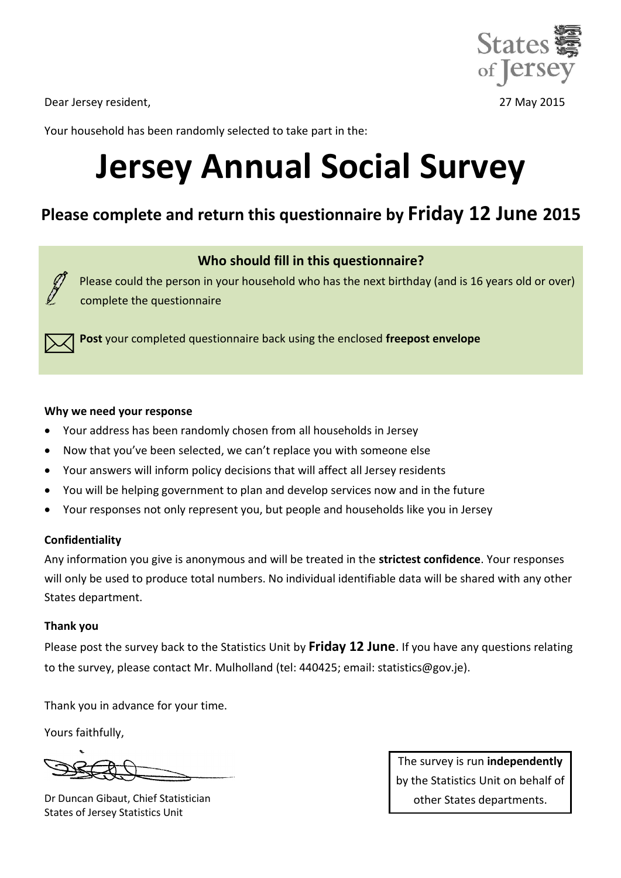States of Jersey

Dear Jersey resident,

27 May 2015

Your household has been randomly selected to take part in the:

# Jersey Annual Social Survey

## Please complete and return this questionnaire by Friday 12 June 2015

### Who should fill in this questionnaire?

Please could the person in your household who has the next birthday (and is 16 years old or over) complete the questionnaire

**Post** your completed questionnaire back using the enclosed **freepost envelope**

**Why we need your response**

- Your address has been randomly chosen from all households in Jersey
- Now that you've been selected, we can't replace you with someone else
- Your answers will inform policy decisions that will affect all Jersey residents
- You will be helping government to plan and develop services now and in the future
- Your responses not only represent you, but people and households like you in Jersey

**Confidentiality**

Any information you give is anonymous and will be treated in the **strictest confidence**. Your responses will only be used to produce total numbers. No individual identifiable data will be shared with any other States department.

**Thank you**

Please post the survey back to the Statistics Unit by **Friday 12 June**. If you have any questions relating to the survey, please contact Mr. Mulholland (tel: 440425; email: statistics@gov.je).

Thank you in advance for your time.

Yours faithfully,

Dr Duncan Gibaut, Chief Statistician
States of Jersey Statistics Unit

The survey is run **independently** by the Statistics Unit on behalf of other States departments.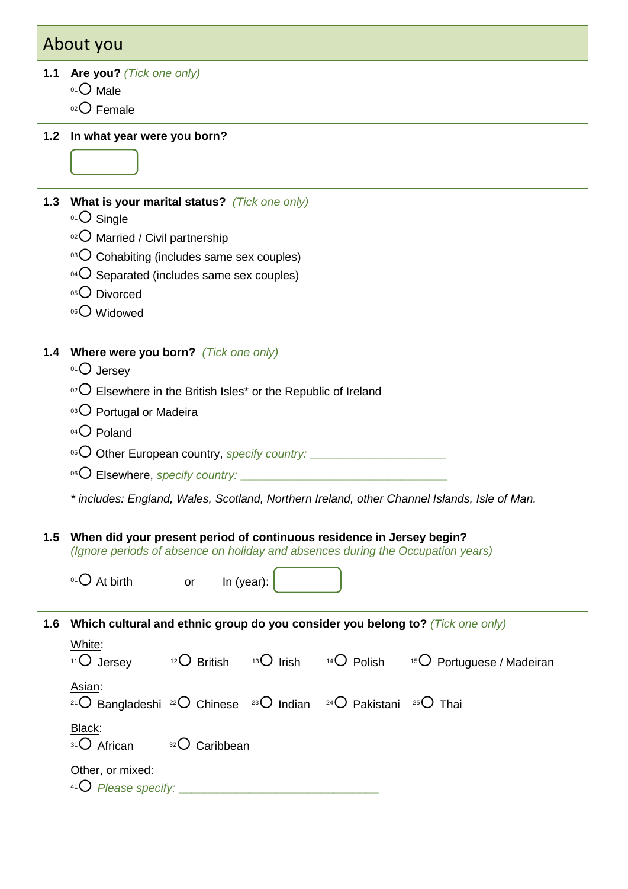## About you

**1.1 Are you?** *(Tick one only)*

- 01 ○ Male
- 02 ○ Female

**1.2 In what year were you born?**

[ ]

**1.3 What is your marital status?** *(Tick one only)*

- 01 ○ Single
- 02 ○ Married / Civil partnership
- 03 ○ Cohabiting (includes same sex couples)
- 04 ○ Separated (includes same sex couples)
- 05 ○ Divorced
- 06 ○ Widowed

**1.4 Where were you born?** *(Tick one only)*

- 01 ○ Jersey
- 02 ○ Elsewhere in the British Isles* or the Republic of Ireland
- 03 ○ Portugal or Madeira
- 04 ○ Poland
- 05 ○ Other European country, *specify country:* ____________________
- 06 ○ Elsewhere, *specify country:* ______________________________

*\* includes: England, Wales, Scotland, Northern Ireland, other Channel Islands, Isle of Man.*

**1.5 When did your present period of continuous residence in Jersey begin?**
*(Ignore periods of absence on holiday and absences during the Occupation years)*

01 ○ At birth or In (year): [ ]

**1.6 Which cultural and ethnic group do you consider you belong to?** *(Tick one only)*

White:
11 ○ Jersey 12 ○ British 13 ○ Irish 14 ○ Polish 15 ○ Portuguese / Madeiran

Asian:
21 ○ Bangladeshi 22 ○ Chinese 23 ○ Indian 24 ○ Pakistani 25 ○ Thai

Black:
31 ○ African 32 ○ Caribbean

Other, or mixed:
41 ○ *Please specify:* ______________________________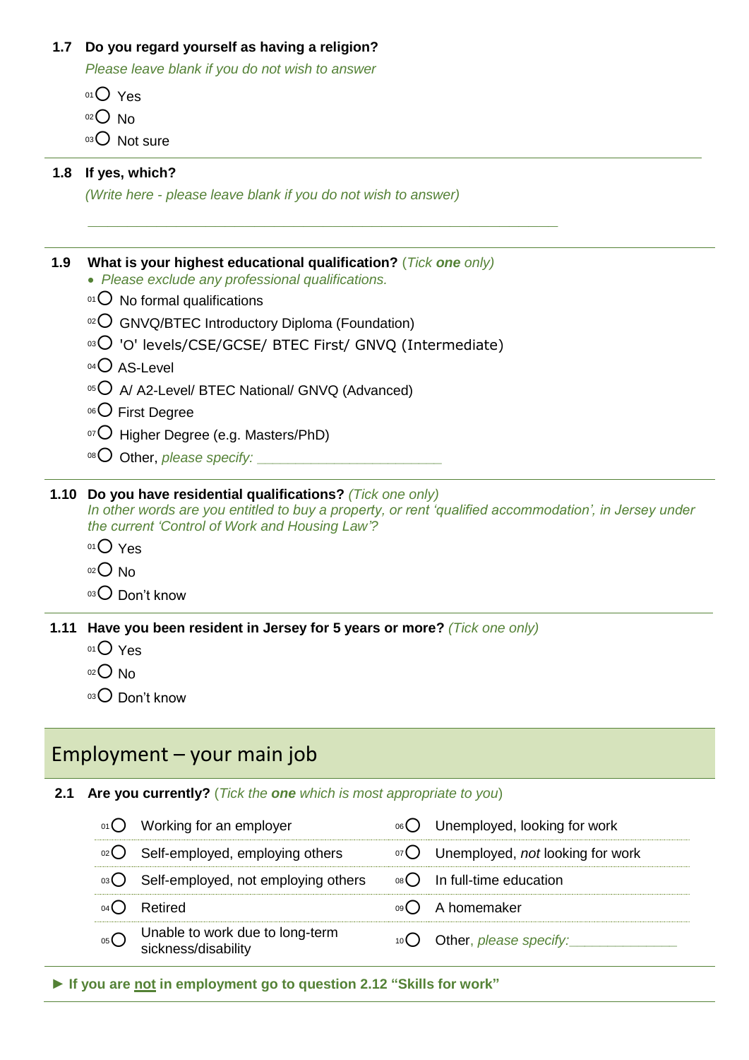**1.7 Do you regard yourself as having a religion?**

*Please leave blank if you do not wish to answer*

- 01 ○ Yes
- 02 ○ No
- 03 ○ Not sure

---

**1.8 If yes, which?**

*(Write here - please leave blank if you do not wish to answer)*

______________________________________________

---

**1.9 What is your highest educational qualification?** (*Tick **one** only*)

- *Please exclude any professional qualifications.*

- 01 ○ No formal qualifications
- 02 ○ GNVQ/BTEC Introductory Diploma (Foundation)
- 03 ○ 'O' levels/CSE/GCSE/ BTEC First/ GNVQ (Intermediate)
- 04 ○ AS-Level
- 05 ○ A/ A2-Level/ BTEC National/ GNVQ (Advanced)
- 06 ○ First Degree
- 07 ○ Higher Degree (e.g. Masters/PhD)
- 08 ○ Other, *please specify:* ________________________

---

**1.10 Do you have residential qualifications?** (*Tick one only*)

*In other words are you entitled to buy a property, or rent 'qualified accommodation', in Jersey under the current 'Control of Work and Housing Law'?*

- 01 ○ Yes
- 02 ○ No
- 03 ○ Don't know

---

**1.11 Have you been resident in Jersey for 5 years or more?** (*Tick one only*)

- 01 ○ Yes
- 02 ○ No
- 03 ○ Don't know

## Employment – your main job

**2.1 Are you currently?** (*Tick the **one** which is most appropriate to you*)

| | | | |
|---|---|---|---|
| 01 ○ | Working for an employer | 06 ○ | Unemployed, looking for work |
| 02 ○ | Self-employed, employing others | 07 ○ | Unemployed, *not* looking for work |
| 03 ○ | Self-employed, not employing others | 08 ○ | In full-time education |
| 04 ○ | Retired | 09 ○ | A homemaker |
| 05 ○ | Unable to work due to long-term sickness/disability | 10 ○ | Other, *please specify:*______________ |

**► If you are not in employment go to question 2.12 "Skills for work"**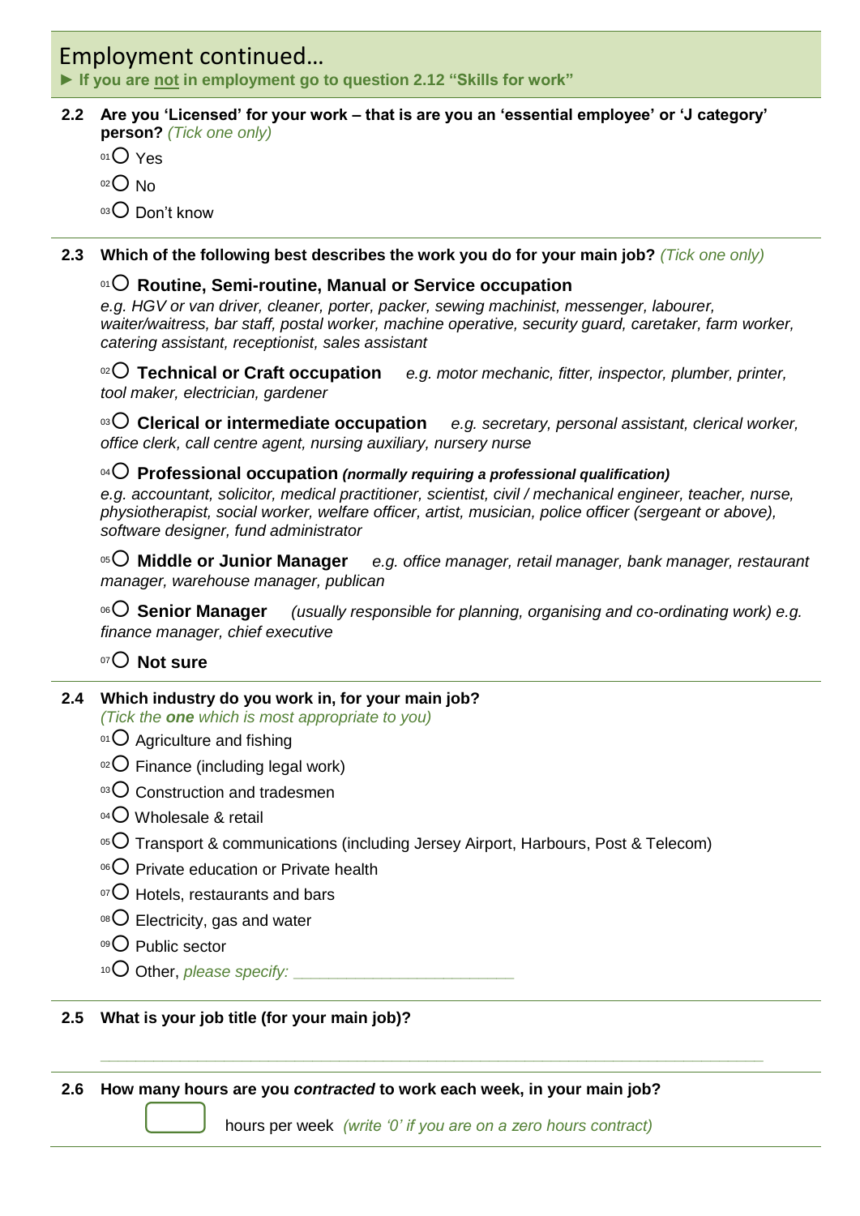## Employment continued…

► **If you are not in employment go to question 2.12 "Skills for work"**

**2.2 Are you 'Licensed' for your work – that is are you an 'essential employee' or 'J category' person?** *(Tick one only)*

- 01 ◯ Yes
- 02 ◯ No
- 03 ◯ Don't know

**2.3 Which of the following best describes the work you do for your main job?** *(Tick one only)*

01 ◯ **Routine, Semi-routine, Manual or Service occupation**
*e.g. HGV or van driver, cleaner, porter, packer, sewing machinist, messenger, labourer, waiter/waitress, bar staff, postal worker, machine operative, security guard, caretaker, farm worker, catering assistant, receptionist, sales assistant*

02 ◯ **Technical or Craft occupation** *e.g. motor mechanic, fitter, inspector, plumber, printer, tool maker, electrician, gardener*

03 ◯ **Clerical or intermediate occupation** *e.g. secretary, personal assistant, clerical worker, office clerk, call centre agent, nursing auxiliary, nursery nurse*

04 ◯ **Professional occupation** ***(normally requiring a professional qualification)***
*e.g. accountant, solicitor, medical practitioner, scientist, civil / mechanical engineer, teacher, nurse, physiotherapist, social worker, welfare officer, artist, musician, police officer (sergeant or above), software designer, fund administrator*

05 ◯ **Middle or Junior Manager** *e.g. office manager, retail manager, bank manager, restaurant manager, warehouse manager, publican*

06 ◯ **Senior Manager** *(usually responsible for planning, organising and co-ordinating work) e.g. finance manager, chief executive*

07 ◯ **Not sure**

**2.4 Which industry do you work in, for your main job?**
*(Tick the **one** which is most appropriate to you)*

- 01 ◯ Agriculture and fishing
- 02 ◯ Finance (including legal work)
- 03 ◯ Construction and tradesmen
- 04 ◯ Wholesale & retail
- 05 ◯ Transport & communications (including Jersey Airport, Harbours, Post & Telecom)
- 06 ◯ Private education or Private health
- 07 ◯ Hotels, restaurants and bars
- 08 ◯ Electricity, gas and water
- 09 ◯ Public sector
- 10 ◯ Other, *please specify:* ________________________

**2.5 What is your job title (for your main job)?**

______________________________________________________________________

**2.6 How many hours are you *contracted* to work each week, in your main job?**

[ ] hours per week *(write '0' if you are on a zero hours contract)*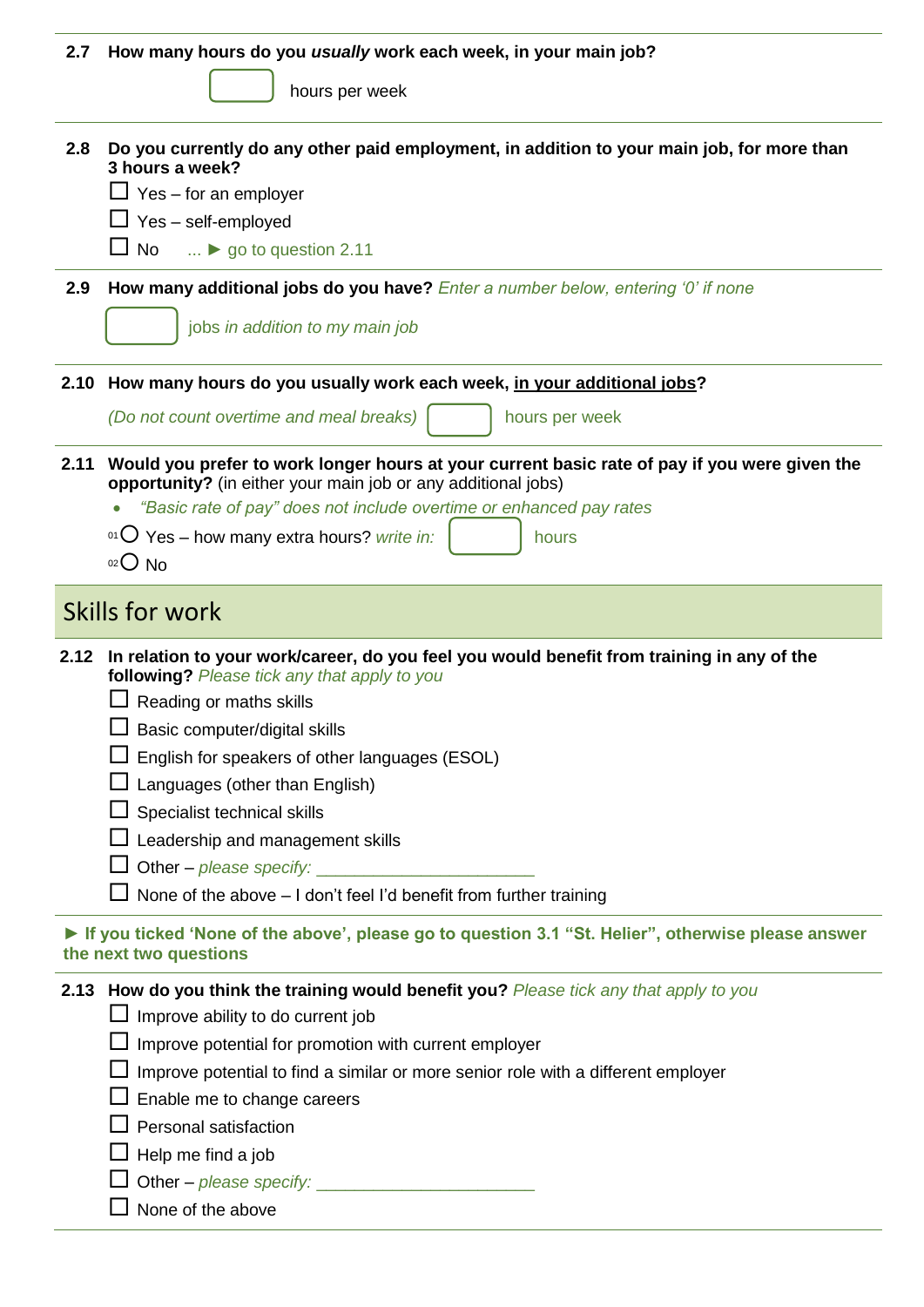**2.7 How many hours do you *usually* work each week, in your main job?**

[ ] hours per week

**2.8 Do you currently do any other paid employment, in addition to your main job, for more than 3 hours a week?**

- ☐ Yes – for an employer
- ☐ Yes – self-employed
- ☐ No ... ► go to question 2.11

**2.9 How many additional jobs do you have?** *Enter a number below, entering '0' if none*

[ ] jobs *in addition to my main job*

**2.10 How many hours do you usually work each week, in your additional jobs?**

*(Do not count overtime and meal breaks)* [ ] hours per week

**2.11 Would you prefer to work longer hours at your current basic rate of pay if you were given the opportunity?** (in either your main job or any additional jobs)

- *"Basic rate of pay" does not include overtime or enhanced pay rates*

01 ○ Yes – how many extra hours? *write in:* [ ] hours

02 ○ No

## Skills for work

**2.12 In relation to your work/career, do you feel you would benefit from training in any of the following?** *Please tick any that apply to you*

- ☐ Reading or maths skills
- ☐ Basic computer/digital skills
- ☐ English for speakers of other languages (ESOL)
- ☐ Languages (other than English)
- ☐ Specialist technical skills
- ☐ Leadership and management skills
- ☐ Other – *please specify:* ______________________
- ☐ None of the above – I don't feel I'd benefit from further training

**► If you ticked 'None of the above', please go to question 3.1 "St. Helier", otherwise please answer the next two questions**

**2.13 How do you think the training would benefit you?** *Please tick any that apply to you*

- ☐ Improve ability to do current job
- ☐ Improve potential for promotion with current employer
- ☐ Improve potential to find a similar or more senior role with a different employer
- ☐ Enable me to change careers
- ☐ Personal satisfaction
- ☐ Help me find a job
- ☐ Other – *please specify:* ______________________
- ☐ None of the above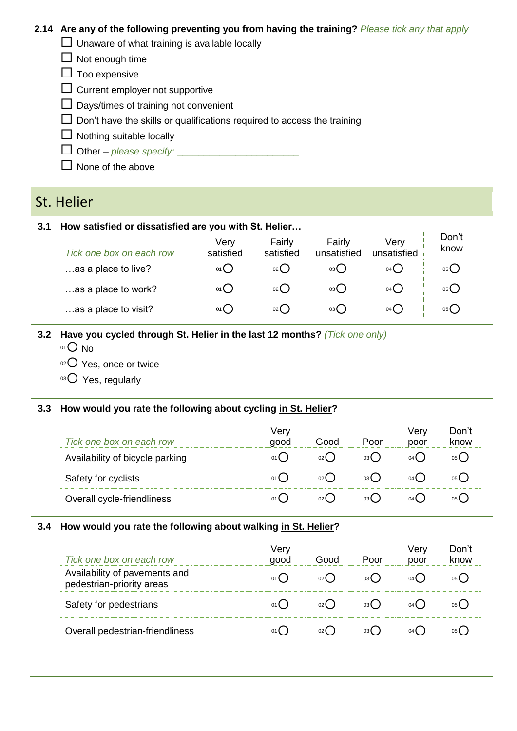**2.14 Are any of the following preventing you from having the training?** *Please tick any that apply*

- ☐ Unaware of what training is available locally
- ☐ Not enough time
- ☐ Too expensive
- ☐ Current employer not supportive
- ☐ Days/times of training not convenient
- ☐ Don't have the skills or qualifications required to access the training
- ☐ Nothing suitable locally
- ☐ Other – *please specify:* _______________________
- ☐ None of the above

## St. Helier

**3.1 How satisfied or dissatisfied are you with St. Helier…**

| *Tick one box on each row* | Very satisfied | Fairly satisfied | Fairly unsatisfied | Very unsatisfied | Don't know |
|---|---|---|---|---|---|
| …as a place to live? | 01 ○ | 02 ○ | 03 ○ | 04 ○ | 05 ○ |
| …as a place to work? | 01 ○ | 02 ○ | 03 ○ | 04 ○ | 05 ○ |
| …as a place to visit? | 01 ○ | 02 ○ | 03 ○ | 04 ○ | 05 ○ |

**3.2 Have you cycled through St. Helier in the last 12 months?** *(Tick one only)*

- 01 ○ No
- 02 ○ Yes, once or twice
- 03 ○ Yes, regularly

**3.3 How would you rate the following about cycling in St. Helier?**

| *Tick one box on each row* | Very good | Good | Poor | Very poor | Don't know |
|---|---|---|---|---|---|
| Availability of bicycle parking | 01 ○ | 02 ○ | 03 ○ | 04 ○ | 05 ○ |
| Safety for cyclists | 01 ○ | 02 ○ | 03 ○ | 04 ○ | 05 ○ |
| Overall cycle-friendliness | 01 ○ | 02 ○ | 03 ○ | 04 ○ | 05 ○ |

**3.4 How would you rate the following about walking in St. Helier?**

| *Tick one box on each row* | Very good | Good | Poor | Very poor | Don't know |
|---|---|---|---|---|---|
| Availability of pavements and pedestrian-priority areas | 01 ○ | 02 ○ | 03 ○ | 04 ○ | 05 ○ |
| Safety for pedestrians | 01 ○ | 02 ○ | 03 ○ | 04 ○ | 05 ○ |
| Overall pedestrian-friendliness | 01 ○ | 02 ○ | 03 ○ | 04 ○ | 05 ○ |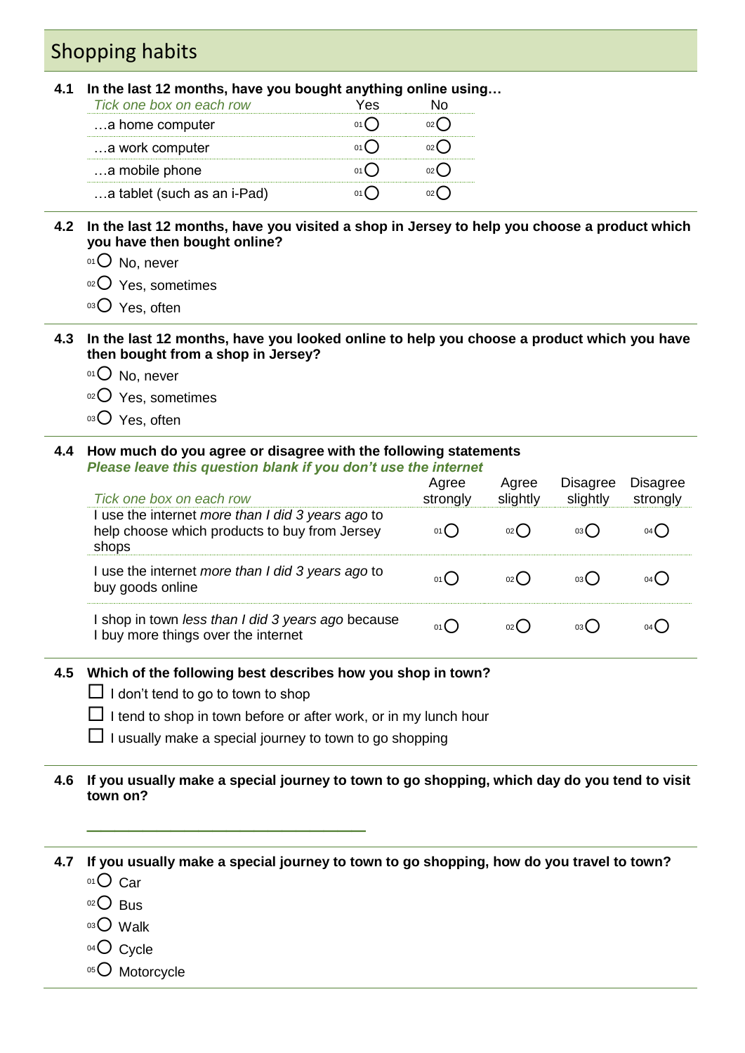## Shopping habits

**4.1 In the last 12 months, have you bought anything online using…**

| *Tick one box on each row* | Yes | No |
|---|---|---|
| …a home computer | 01 ◯ | 02 ◯ |
| …a work computer | 01 ◯ | 02 ◯ |
| …a mobile phone | 01 ◯ | 02 ◯ |
| …a tablet (such as an i-Pad) | 01 ◯ | 02 ◯ |

**4.2 In the last 12 months, have you visited a shop in Jersey to help you choose a product which you have then bought online?**

- 01 ◯ No, never
- 02 ◯ Yes, sometimes
- 03 ◯ Yes, often

**4.3 In the last 12 months, have you looked online to help you choose a product which you have then bought from a shop in Jersey?**

- 01 ◯ No, never
- 02 ◯ Yes, sometimes
- 03 ◯ Yes, often

**4.4 How much do you agree or disagree with the following statements**

***Please leave this question blank if you don't use the internet***

| *Tick one box on each row* | Agree strongly | Agree slightly | Disagree slightly | Disagree strongly |
|---|---|---|---|---|
| I use the internet *more than I did 3 years ago* to help choose which products to buy from Jersey shops | 01 ◯ | 02 ◯ | 03 ◯ | 04 ◯ |
| I use the internet *more than I did 3 years ago* to buy goods online | 01 ◯ | 02 ◯ | 03 ◯ | 04 ◯ |
| I shop in town *less than I did 3 years ago* because I buy more things over the internet | 01 ◯ | 02 ◯ | 03 ◯ | 04 ◯ |

**4.5 Which of the following best describes how you shop in town?**

- ☐ I don't tend to go to town to shop
- ☐ I tend to shop in town before or after work, or in my lunch hour
- ☐ I usually make a special journey to town to go shopping

**4.6 If you usually make a special journey to town to go shopping, which day do you tend to visit town on?**

\_\_\_\_\_\_\_\_\_\_\_\_\_\_\_\_\_\_\_\_\_\_\_\_\_\_\_\_\_\_\_\_

**4.7 If you usually make a special journey to town to go shopping, how do you travel to town?**

- 01 ◯ Car
- 02 ◯ Bus
- 03 ◯ Walk
- 04 ◯ Cycle
- 05 ◯ Motorcycle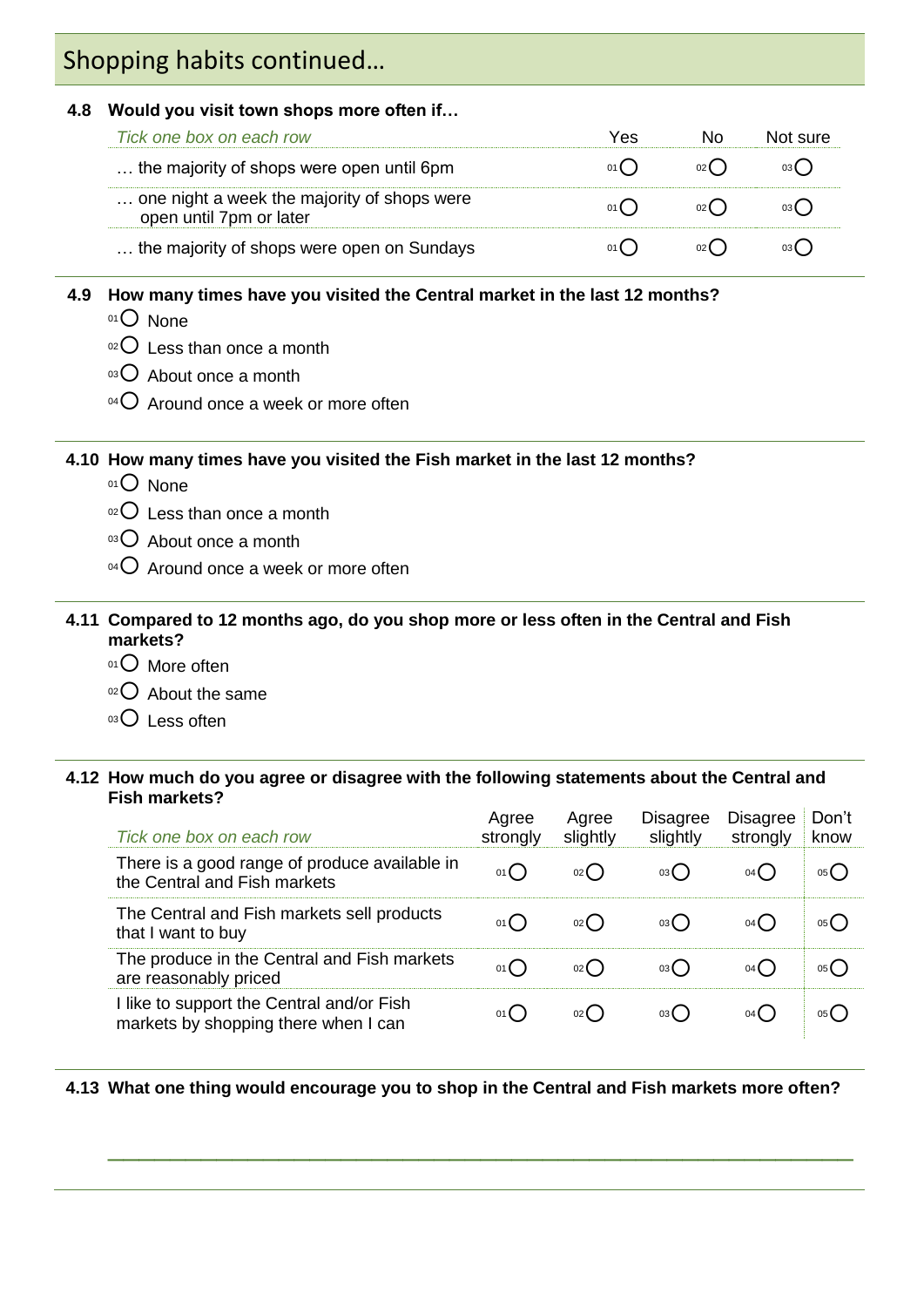## Shopping habits continued…

**4.8 Would you visit town shops more often if…**

| *Tick one box on each row* | Yes | No | Not sure |
|---|---|---|---|
| … the majority of shops were open until 6pm | 01 ◯ | 02 ◯ | 03 ◯ |
| … one night a week the majority of shops were open until 7pm or later | 01 ◯ | 02 ◯ | 03 ◯ |
| … the majority of shops were open on Sundays | 01 ◯ | 02 ◯ | 03 ◯ |

**4.9 How many times have you visited the Central market in the last 12 months?**

- 01 ◯ None
- 02 ◯ Less than once a month
- 03 ◯ About once a month
- 04 ◯ Around once a week or more often

**4.10 How many times have you visited the Fish market in the last 12 months?**

- 01 ◯ None
- 02 ◯ Less than once a month
- 03 ◯ About once a month
- 04 ◯ Around once a week or more often

**4.11 Compared to 12 months ago, do you shop more or less often in the Central and Fish markets?**

- 01 ◯ More often
- 02 ◯ About the same
- 03 ◯ Less often

**4.12 How much do you agree or disagree with the following statements about the Central and Fish markets?**

| *Tick one box on each row* | Agree strongly | Agree slightly | Disagree slightly | Disagree strongly | Don't know |
|---|---|---|---|---|---|
| There is a good range of produce available in the Central and Fish markets | 01 ◯ | 02 ◯ | 03 ◯ | 04 ◯ | 05 ◯ |
| The Central and Fish markets sell products that I want to buy | 01 ◯ | 02 ◯ | 03 ◯ | 04 ◯ | 05 ◯ |
| The produce in the Central and Fish markets are reasonably priced | 01 ◯ | 02 ◯ | 03 ◯ | 04 ◯ | 05 ◯ |
| I like to support the Central and/or Fish markets by shopping there when I can | 01 ◯ | 02 ◯ | 03 ◯ | 04 ◯ | 05 ◯ |

**4.13 What one thing would encourage you to shop in the Central and Fish markets more often?**

_______________________________________________________________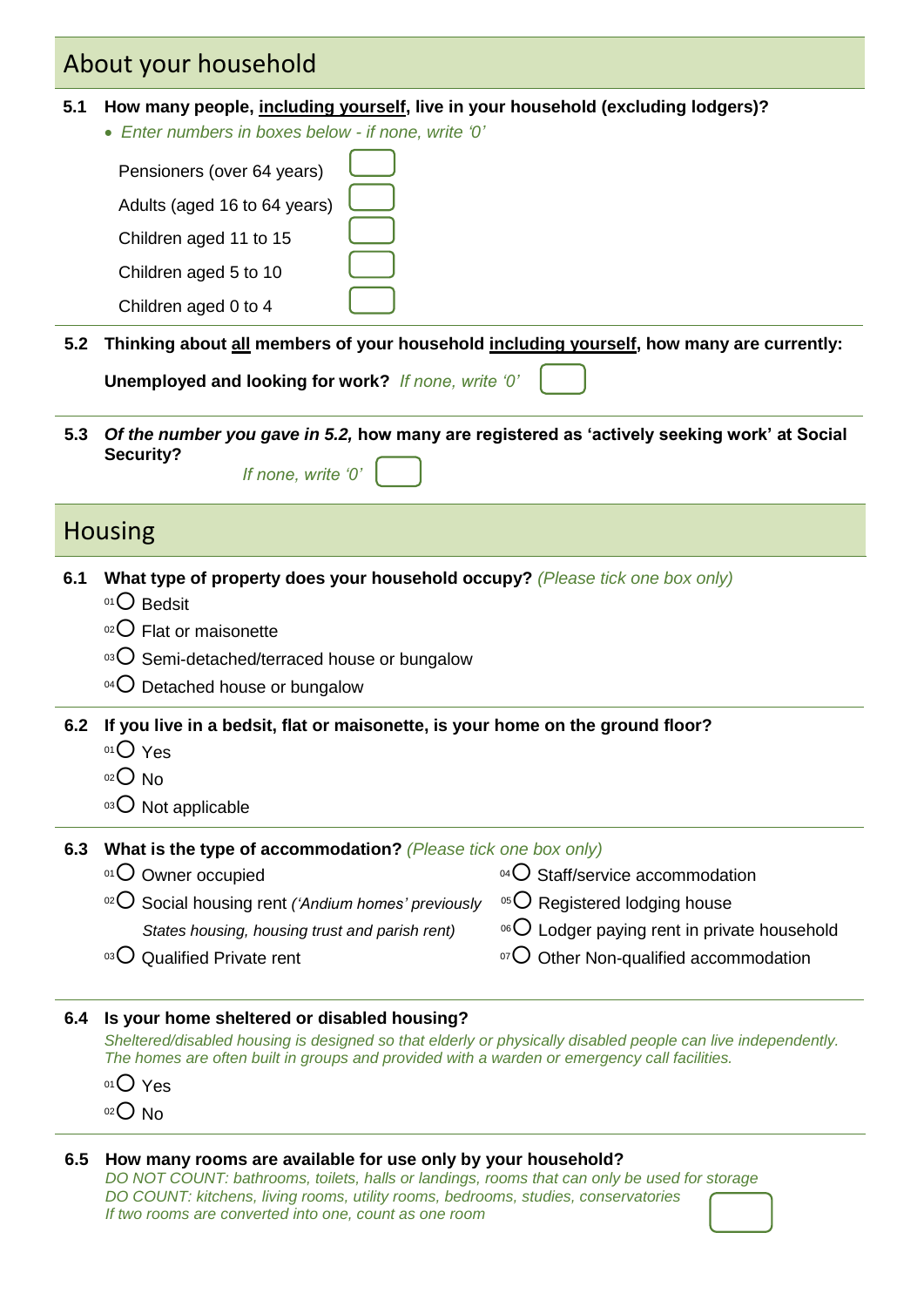## About your household

**5.1 How many people, <u>including yourself</u>, live in your household (excluding lodgers)?**

- *Enter numbers in boxes below - if none, write '0'*

Pensioners (over 64 years) ☐

Adults (aged 16 to 64 years) ☐

Children aged 11 to 15 ☐

Children aged 5 to 10 ☐

Children aged 0 to 4 ☐

**5.2 Thinking about <u>all</u> members of your household <u>including yourself</u>, how many are currently:**

**Unemployed and looking for work?** *If none, write '0'* ☐

**5.3 *Of the number you gave in 5.2,* how many are registered as 'actively seeking work' at Social Security?**

*If none, write '0'* ☐

## Housing

**6.1 What type of property does your household occupy?** *(Please tick one box only)*

- 01 ○ Bedsit
- 02 ○ Flat or maisonette
- 03 ○ Semi-detached/terraced house or bungalow
- 04 ○ Detached house or bungalow

**6.2 If you live in a bedsit, flat or maisonette, is your home on the ground floor?**

- 01 ○ Yes
- 02 ○ No
- 03 ○ Not applicable

**6.3 What is the type of accommodation?** *(Please tick one box only)*

- 01 ○ Owner occupied
- 02 ○ Social housing rent *('Andium homes' previously States housing, housing trust and parish rent)*
- 03 ○ Qualified Private rent
- 04 ○ Staff/service accommodation
- 05 ○ Registered lodging house
- 06 ○ Lodger paying rent in private household
- 07 ○ Other Non-qualified accommodation

**6.4 Is your home sheltered or disabled housing?**

*Sheltered/disabled housing is designed so that elderly or physically disabled people can live independently. The homes are often built in groups and provided with a warden or emergency call facilities.*

- 01 ○ Yes
- 02 ○ No

**6.5 How many rooms are available for use only by your household?**

*DO NOT COUNT: bathrooms, toilets, halls or landings, rooms that can only be used for storage*
*DO COUNT: kitchens, living rooms, utility rooms, bedrooms, studies, conservatories*
*If two rooms are converted into one, count as one room*

☐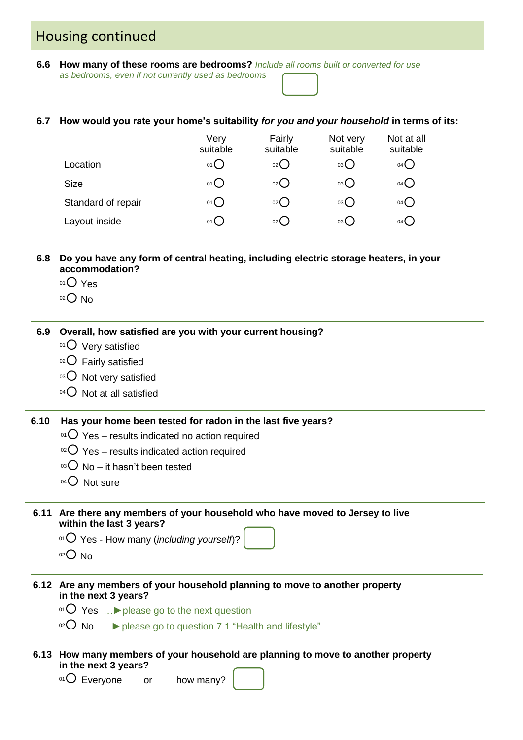## Housing continued

**6.6 How many of these rooms are bedrooms?** *Include all rooms built or converted for use as bedrooms, even if not currently used as bedrooms* ☐

**6.7 How would you rate your home's suitability *for you and your household* in terms of its:**

| | Very suitable | Fairly suitable | Not very suitable | Not at all suitable |
|---|---|---|---|---|
| Location | 01 ○ | 02 ○ | 03 ○ | 04 ○ |
| Size | 01 ○ | 02 ○ | 03 ○ | 04 ○ |
| Standard of repair | 01 ○ | 02 ○ | 03 ○ | 04 ○ |
| Layout inside | 01 ○ | 02 ○ | 03 ○ | 04 ○ |

**6.8 Do you have any form of central heating, including electric storage heaters, in your accommodation?**

- 01 ○ Yes
- 02 ○ No

**6.9 Overall, how satisfied are you with your current housing?**

- 01 ○ Very satisfied
- 02 ○ Fairly satisfied
- 03 ○ Not very satisfied
- 04 ○ Not at all satisfied

**6.10 Has your home been tested for radon in the last five years?**

- 01 ○ Yes – results indicated no action required
- 02 ○ Yes – results indicated action required
- 03 ○ No – it hasn't been tested
- 04 ○ Not sure

**6.11 Are there any members of your household who have moved to Jersey to live within the last 3 years?**

- 01 ○ Yes - How many (*including yourself*)? ☐
- 02 ○ No

**6.12 Are any members of your household planning to move to another property in the next 3 years?**

- 01 ○ Yes …► please go to the next question
- 02 ○ No …► please go to question 7.1 "Health and lifestyle"

**6.13 How many members of your household are planning to move to another property in the next 3 years?**

01 ○ Everyone or how many? ☐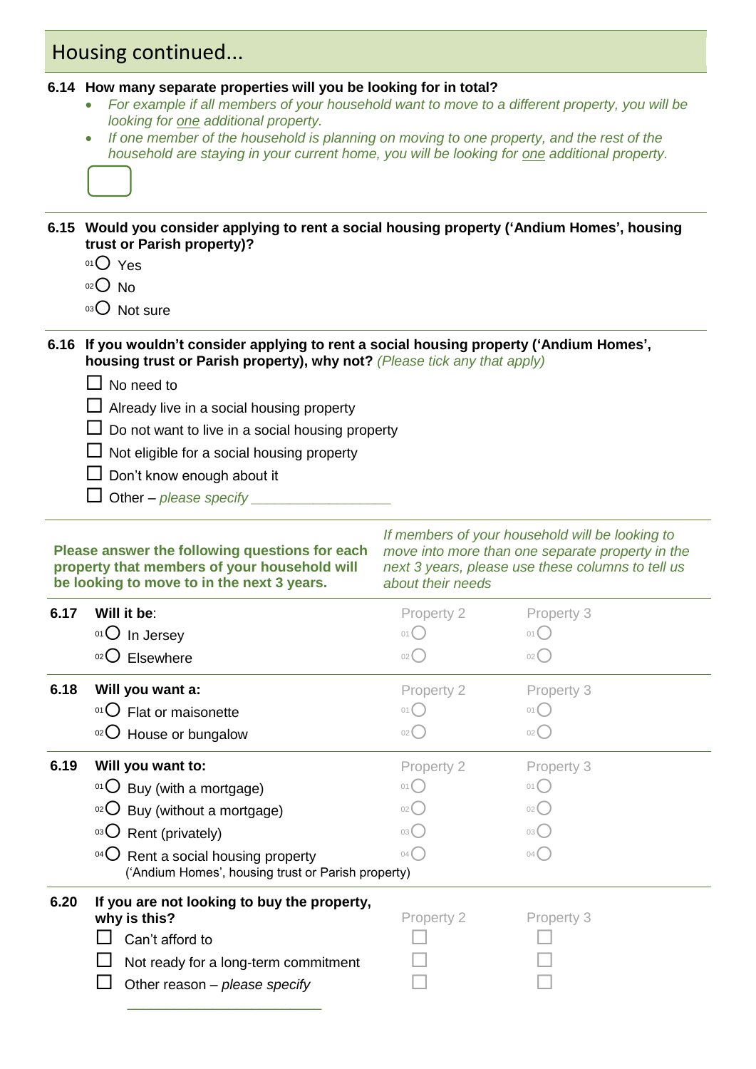## Housing continued...

**6.14 How many separate properties will you be looking for in total?**

- *For example if all members of your household want to move to a different property, you will be looking for one additional property.*
- *If one member of the household is planning on moving to one property, and the rest of the household are staying in your current home, you will be looking for one additional property.*

[ ]

**6.15 Would you consider applying to rent a social housing property ('Andium Homes', housing trust or Parish property)?**

- 01 ○ Yes
- 02 ○ No
- 03 ○ Not sure

**6.16 If you wouldn't consider applying to rent a social housing property ('Andium Homes', housing trust or Parish property), why not?** *(Please tick any that apply)*

- ☐ No need to
- ☐ Already live in a social housing property
- ☐ Do not want to live in a social housing property
- ☐ Not eligible for a social housing property
- ☐ Don't know enough about it
- ☐ Other – *please specify* ________________

**Please answer the following questions for each property that members of your household will be looking to move to in the next 3 years.**

*If members of your household will be looking to move into more than one separate property in the next 3 years, please use these columns to tell us about their needs*

| | | Property 2 | Property 3 |
|---|---|---|---|
| **6.17** | **Will it be:** | | |
| | 01 ○ In Jersey | 01 ○ | 01 ○ |
| | 02 ○ Elsewhere | 02 ○ | 02 ○ |
| **6.18** | **Will you want a:** | | |
| | 01 ○ Flat or maisonette | 01 ○ | 01 ○ |
| | 02 ○ House or bungalow | 02 ○ | 02 ○ |
| **6.19** | **Will you want to:** | | |
| | 01 ○ Buy (with a mortgage) | 01 ○ | 01 ○ |
| | 02 ○ Buy (without a mortgage) | 02 ○ | 02 ○ |
| | 03 ○ Rent (privately) | 03 ○ | 03 ○ |
| | 04 ○ Rent a social housing property ('Andium Homes', housing trust or Parish property) | 04 ○ | 04 ○ |
| **6.20** | **If you are not looking to buy the property, why is this?** | | |
| | ☐ Can't afford to | ☐ | ☐ |
| | ☐ Not ready for a long-term commitment | ☐ | ☐ |
| | ☐ Other reason – *please specify* ____________________ | ☐ | ☐ |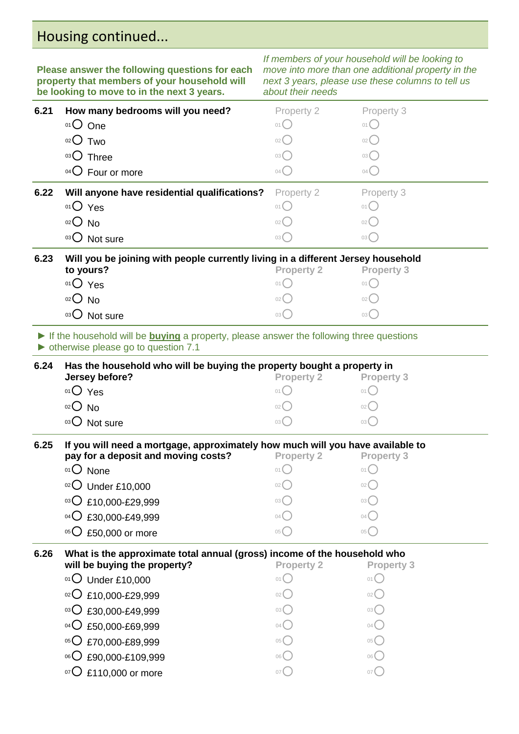## Housing continued...

**Please answer the following questions for each property that members of your household will be looking to move to in the next 3 years.**

*If members of your household will be looking to move into more than one additional property in the next 3 years, please use these columns to tell us about their needs*

**6.21 How many bedrooms will you need?**

| | Property 2 | Property 3 |
|---|---|---|
| 01 ○ One | 01 ○ | 01 ○ |
| 02 ○ Two | 02 ○ | 02 ○ |
| 03 ○ Three | 03 ○ | 03 ○ |
| 04 ○ Four or more | 04 ○ | 04 ○ |

**6.22 Will anyone have residential qualifications?**

| | Property 2 | Property 3 |
|---|---|---|
| 01 ○ Yes | 01 ○ | 01 ○ |
| 02 ○ No | 02 ○ | 02 ○ |
| 03 ○ Not sure | 03 ○ | 03 ○ |

**6.23 Will you be joining with people currently living in a different Jersey household to yours?**

| | Property 2 | Property 3 |
|---|---|---|
| 01 ○ Yes | 01 ○ | 01 ○ |
| 02 ○ No | 02 ○ | 02 ○ |
| 03 ○ Not sure | 03 ○ | 03 ○ |

► If the household will be **buying** a property, please answer the following three questions
► otherwise please go to question 7.1

**6.24 Has the household who will be buying the property bought a property in Jersey before?**

| | Property 2 | Property 3 |
|---|---|---|
| 01 ○ Yes | 01 ○ | 01 ○ |
| 02 ○ No | 02 ○ | 02 ○ |
| 03 ○ Not sure | 03 ○ | 03 ○ |

**6.25 If you will need a mortgage, approximately how much will you have available to pay for a deposit and moving costs?**

| | Property 2 | Property 3 |
|---|---|---|
| 01 ○ None | 01 ○ | 01 ○ |
| 02 ○ Under £10,000 | 02 ○ | 02 ○ |
| 03 ○ £10,000-£29,999 | 03 ○ | 03 ○ |
| 04 ○ £30,000-£49,999 | 04 ○ | 04 ○ |
| 05 ○ £50,000 or more | 05 ○ | 05 ○ |

**6.26 What is the approximate total annual (gross) income of the household who will be buying the property?**

| | Property 2 | Property 3 |
|---|---|---|
| 01 ○ Under £10,000 | 01 ○ | 01 ○ |
| 02 ○ £10,000-£29,999 | 02 ○ | 02 ○ |
| 03 ○ £30,000-£49,999 | 03 ○ | 03 ○ |
| 04 ○ £50,000-£69,999 | 04 ○ | 04 ○ |
| 05 ○ £70,000-£89,999 | 05 ○ | 05 ○ |
| 06 ○ £90,000-£109,999 | 06 ○ | 06 ○ |
| 07 ○ £110,000 or more | 07 ○ | 07 ○ |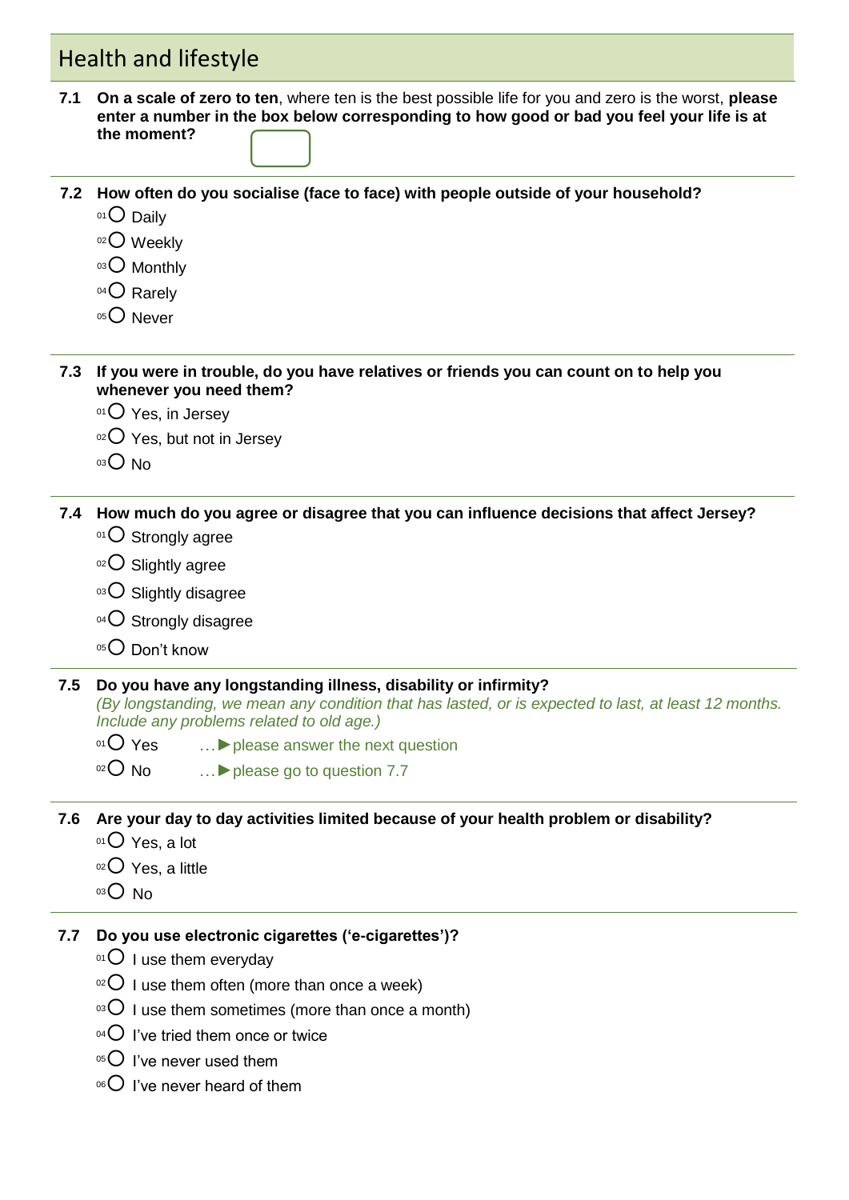## Health and lifestyle

**7.1 On a scale of zero to ten**, where ten is the best possible life for you and zero is the worst, **please enter a number in the box below corresponding to how good or bad you feel your life is at the moment?**

**7.2 How often do you socialise (face to face) with people outside of your household?**

- 01 ○ Daily
- 02 ○ Weekly
- 03 ○ Monthly
- 04 ○ Rarely
- 05 ○ Never

**7.3 If you were in trouble, do you have relatives or friends you can count on to help you whenever you need them?**

- 01 ○ Yes, in Jersey
- 02 ○ Yes, but not in Jersey
- 03 ○ No

**7.4 How much do you agree or disagree that you can influence decisions that affect Jersey?**

- 01 ○ Strongly agree
- 02 ○ Slightly agree
- 03 ○ Slightly disagree
- 04 ○ Strongly disagree
- 05 ○ Don't know

**7.5 Do you have any longstanding illness, disability or infirmity?**

*(By longstanding, we mean any condition that has lasted, or is expected to last, at least 12 months. Include any problems related to old age.)*

- 01 ○ Yes …► please answer the next question
- 02 ○ No …► please go to question 7.7

**7.6 Are your day to day activities limited because of your health problem or disability?**

- 01 ○ Yes, a lot
- 02 ○ Yes, a little
- 03 ○ No

**7.7 Do you use electronic cigarettes ('e-cigarettes')?**

- 01 ○ I use them everyday
- 02 ○ I use them often (more than once a week)
- 03 ○ I use them sometimes (more than once a month)
- 04 ○ I've tried them once or twice
- 05 ○ I've never used them
- 06 ○ I've never heard of them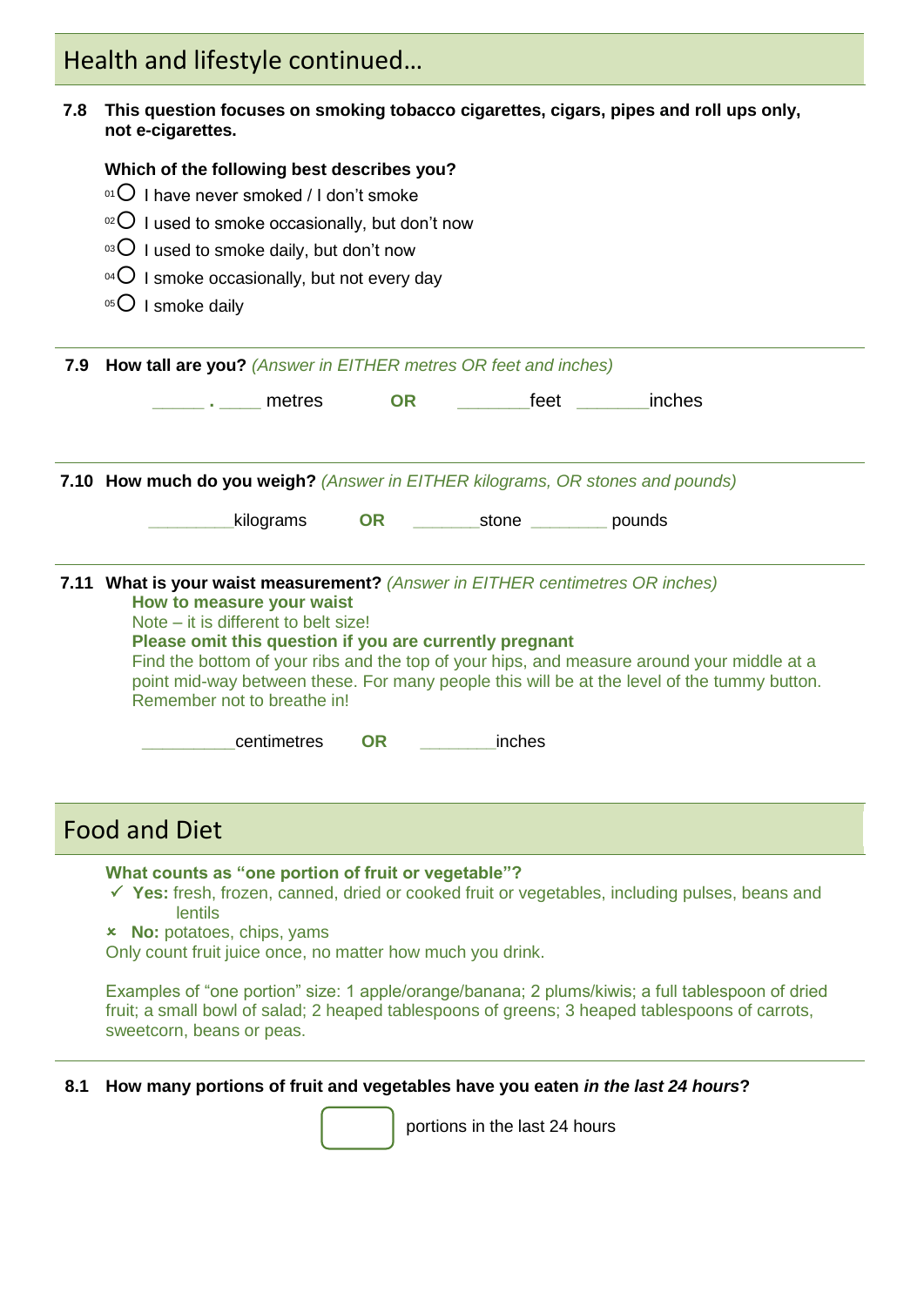## Health and lifestyle continued…

**7.8 This question focuses on smoking tobacco cigarettes, cigars, pipes and roll ups only, not e-cigarettes.**

**Which of the following best describes you?**

- 01 ○ I have never smoked / I don't smoke
- 02 ○ I used to smoke occasionally, but don't now
- 03 ○ I used to smoke daily, but don't now
- 04 ○ I smoke occasionally, but not every day
- 05 ○ I smoke daily

---

**7.9 How tall are you?** *(Answer in EITHER metres OR feet and inches)*

_____ **.** ____ metres **OR** _______feet _______inches

---

**7.10 How much do you weigh?** *(Answer in EITHER kilograms, OR stones and pounds)*

_________kilograms **OR** _______stone ________ pounds

---

**7.11 What is your waist measurement?** *(Answer in EITHER centimetres OR inches)*

**How to measure your waist**

Note – it is different to belt size!

**Please omit this question if you are currently pregnant**

Find the bottom of your ribs and the top of your hips, and measure around your middle at a point mid-way between these. For many people this will be at the level of the tummy button. Remember not to breathe in!

__________centimetres **OR** ________inches

## Food and Diet

**What counts as "one portion of fruit or vegetable"?**

- ✓ **Yes:** fresh, frozen, canned, dried or cooked fruit or vegetables, including pulses, beans and lentils
- ✗ **No:** potatoes, chips, yams

Only count fruit juice once, no matter how much you drink.

Examples of "one portion" size: 1 apple/orange/banana; 2 plums/kiwis; a full tablespoon of dried fruit; a small bowl of salad; 2 heaped tablespoons of greens; 3 heaped tablespoons of carrots, sweetcorn, beans or peas.

---

**8.1 How many portions of fruit and vegetables have you eaten *in the last 24 hours*?**

[ ] portions in the last 24 hours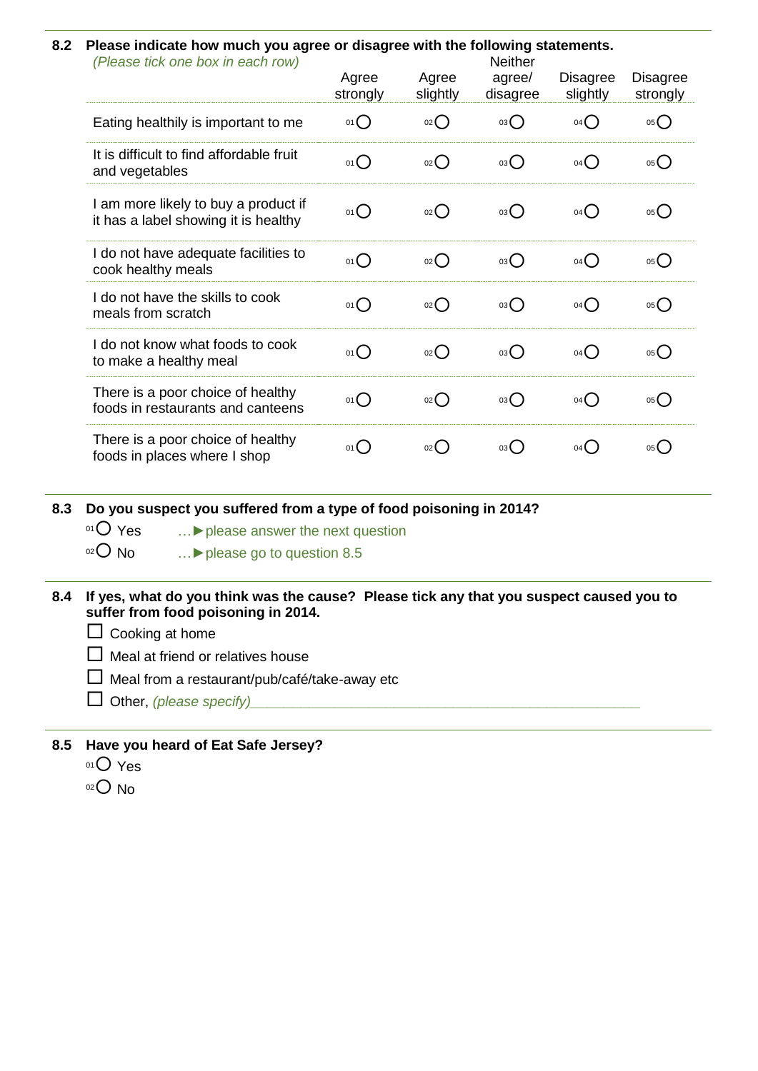**8.2 Please indicate how much you agree or disagree with the following statements.**
*(Please tick one box in each row)*

| | Agree strongly | Agree slightly | Neither agree/ disagree | Disagree slightly | Disagree strongly |
|---|---|---|---|---|---|
| Eating healthily is important to me | 01 ○ | 02 ○ | 03 ○ | 04 ○ | 05 ○ |
| It is difficult to find affordable fruit and vegetables | 01 ○ | 02 ○ | 03 ○ | 04 ○ | 05 ○ |
| I am more likely to buy a product if it has a label showing it is healthy | 01 ○ | 02 ○ | 03 ○ | 04 ○ | 05 ○ |
| I do not have adequate facilities to cook healthy meals | 01 ○ | 02 ○ | 03 ○ | 04 ○ | 05 ○ |
| I do not have the skills to cook meals from scratch | 01 ○ | 02 ○ | 03 ○ | 04 ○ | 05 ○ |
| I do not know what foods to cook to make a healthy meal | 01 ○ | 02 ○ | 03 ○ | 04 ○ | 05 ○ |
| There is a poor choice of healthy foods in restaurants and canteens | 01 ○ | 02 ○ | 03 ○ | 04 ○ | 05 ○ |
| There is a poor choice of healthy foods in places where I shop | 01 ○ | 02 ○ | 03 ○ | 04 ○ | 05 ○ |

**8.3 Do you suspect you suffered from a type of food poisoning in 2014?**

01 ○ Yes …► please answer the next question

02 ○ No …► please go to question 8.5

**8.4 If yes, what do you think was the cause? Please tick any that you suspect caused you to suffer from food poisoning in 2014.**

☐ Cooking at home

☐ Meal at friend or relatives house

☐ Meal from a restaurant/pub/café/take-away etc

☐ Other, *(please specify)*\_\_\_\_\_\_\_\_\_\_\_\_\_\_\_\_\_\_\_\_\_\_\_\_\_\_\_\_\_\_\_\_\_\_\_\_\_\_\_\_\_\_\_\_\_\_\_\_

**8.5 Have you heard of Eat Safe Jersey?**

01 ○ Yes

02 ○ No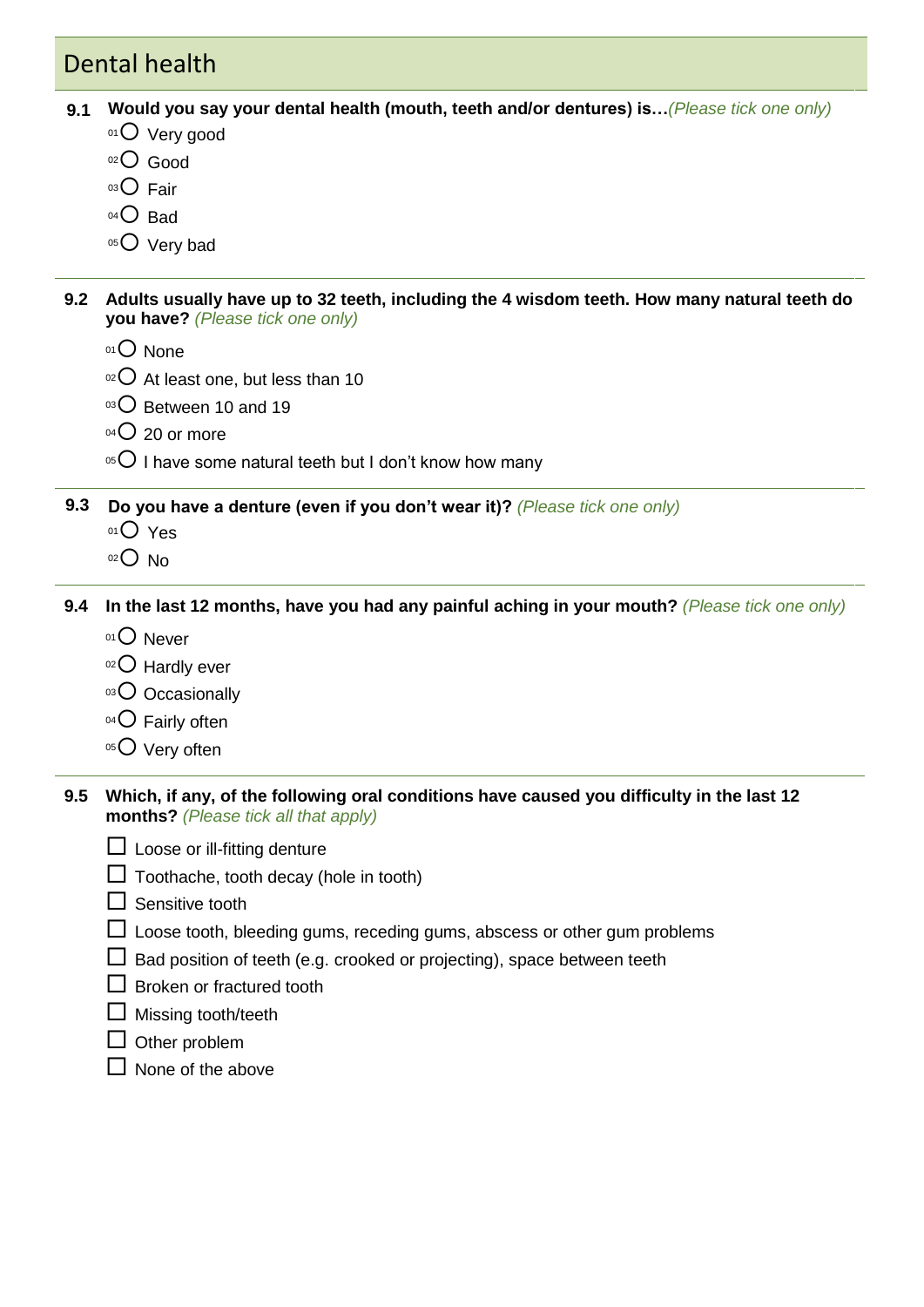## Dental health

**9.1 Would you say your dental health (mouth, teeth and/or dentures) is…** *(Please tick one only)*

- 01 ○ Very good
- 02 ○ Good
- 03 ○ Fair
- 04 ○ Bad
- 05 ○ Very bad

**9.2 Adults usually have up to 32 teeth, including the 4 wisdom teeth. How many natural teeth do you have?** *(Please tick one only)*

- 01 ○ None
- 02 ○ At least one, but less than 10
- 03 ○ Between 10 and 19
- 04 ○ 20 or more
- 05 ○ I have some natural teeth but I don't know how many

**9.3 Do you have a denture (even if you don't wear it)?** *(Please tick one only)*

- 01 ○ Yes
- 02 ○ No

**9.4 In the last 12 months, have you had any painful aching in your mouth?** *(Please tick one only)*

- 01 ○ Never
- 02 ○ Hardly ever
- 03 ○ Occasionally
- 04 ○ Fairly often
- 05 ○ Very often

**9.5 Which, if any, of the following oral conditions have caused you difficulty in the last 12 months?** *(Please tick all that apply)*

- ☐ Loose or ill-fitting denture
- ☐ Toothache, tooth decay (hole in tooth)
- ☐ Sensitive tooth
- ☐ Loose tooth, bleeding gums, receding gums, abscess or other gum problems
- ☐ Bad position of teeth (e.g. crooked or projecting), space between teeth
- ☐ Broken or fractured tooth
- ☐ Missing tooth/teeth
- ☐ Other problem
- ☐ None of the above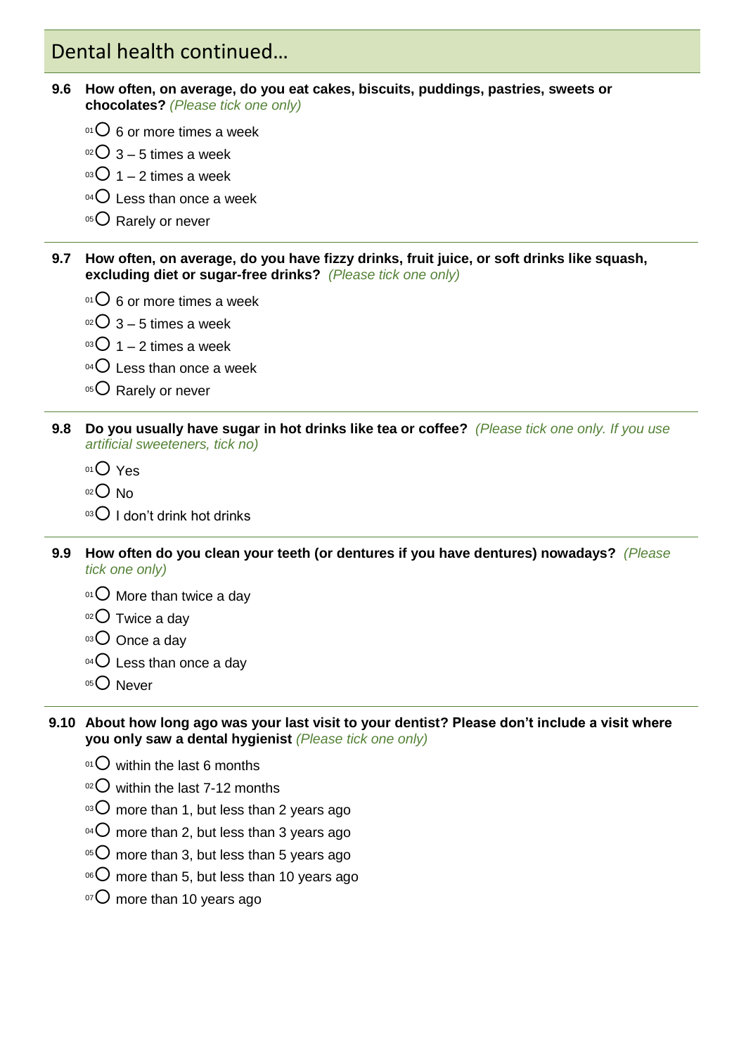## Dental health continued…

**9.6 How often, on average, do you eat cakes, biscuits, puddings, pastries, sweets or chocolates?** *(Please tick one only)*

- 01 ○ 6 or more times a week
- 02 ○ 3 – 5 times a week
- 03 ○ 1 – 2 times a week
- 04 ○ Less than once a week
- 05 ○ Rarely or never

---

**9.7 How often, on average, do you have fizzy drinks, fruit juice, or soft drinks like squash, excluding diet or sugar-free drinks?** *(Please tick one only)*

- 01 ○ 6 or more times a week
- 02 ○ 3 – 5 times a week
- 03 ○ 1 – 2 times a week
- 04 ○ Less than once a week
- 05 ○ Rarely or never

---

**9.8 Do you usually have sugar in hot drinks like tea or coffee?** *(Please tick one only. If you use artificial sweeteners, tick no)*

- 01 ○ Yes
- 02 ○ No
- 03 ○ I don't drink hot drinks

---

**9.9 How often do you clean your teeth (or dentures if you have dentures) nowadays?** *(Please tick one only)*

- 01 ○ More than twice a day
- 02 ○ Twice a day
- 03 ○ Once a day
- 04 ○ Less than once a day
- 05 ○ Never

---

**9.10 About how long ago was your last visit to your dentist? Please don't include a visit where you only saw a dental hygienist** *(Please tick one only)*

- 01 ○ within the last 6 months
- 02 ○ within the last 7-12 months
- 03 ○ more than 1, but less than 2 years ago
- 04 ○ more than 2, but less than 3 years ago
- 05 ○ more than 3, but less than 5 years ago
- 06 ○ more than 5, but less than 10 years ago
- 07 ○ more than 10 years ago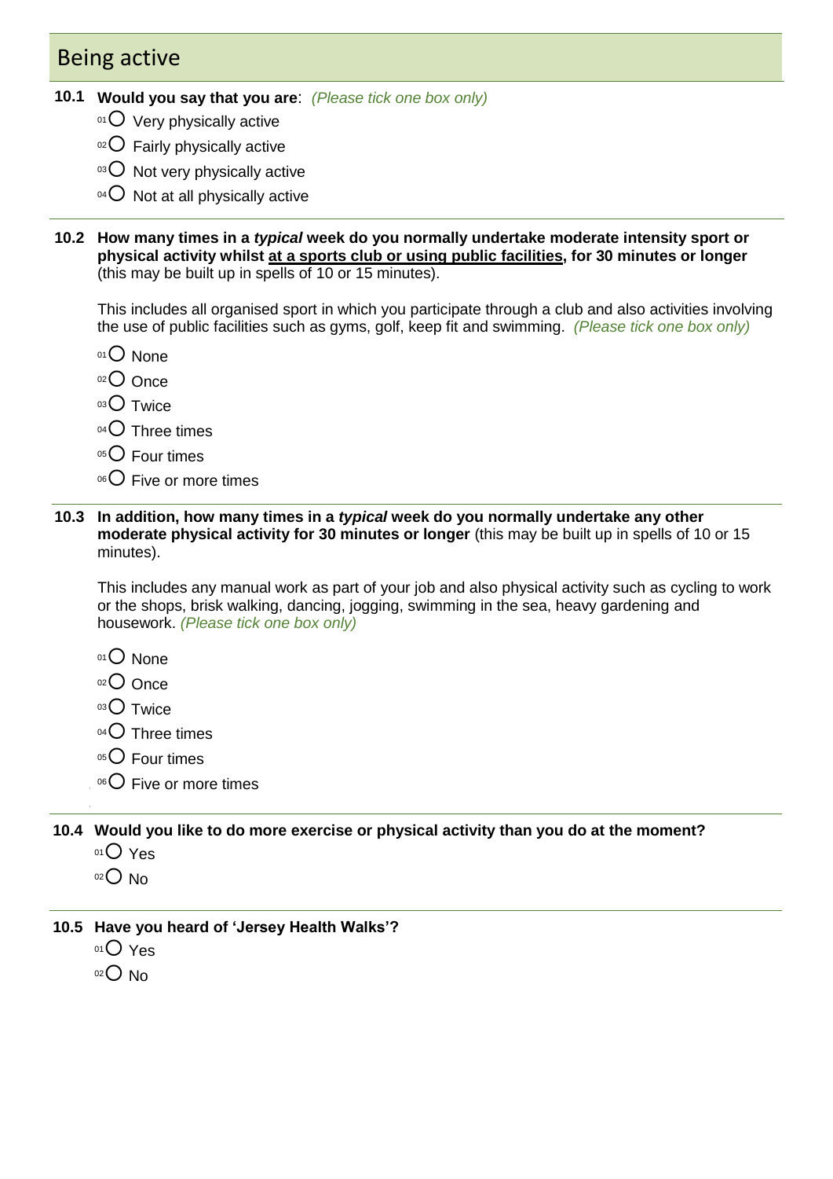## Being active

**10.1 Would you say that you are**: *(Please tick one box only)*

- 01 ○ Very physically active
- 02 ○ Fairly physically active
- 03 ○ Not very physically active
- 04 ○ Not at all physically active

---

**10.2 How many times in a *typical* week do you normally undertake moderate intensity sport or physical activity whilst <u>at a sports club or using public facilities</u>, for 30 minutes or longer** (this may be built up in spells of 10 or 15 minutes).

This includes all organised sport in which you participate through a club and also activities involving the use of public facilities such as gyms, golf, keep fit and swimming. *(Please tick one box only)*

- 01 ○ None
- 02 ○ Once
- 03 ○ Twice
- 04 ○ Three times
- 05 ○ Four times
- 06 ○ Five or more times

---

**10.3 In addition, how many times in a *typical* week do you normally undertake any other moderate physical activity for 30 minutes or longer** (this may be built up in spells of 10 or 15 minutes).

This includes any manual work as part of your job and also physical activity such as cycling to work or the shops, brisk walking, dancing, jogging, swimming in the sea, heavy gardening and housework. *(Please tick one box only)*

- 01 ○ None
- 02 ○ Once
- 03 ○ Twice
- 04 ○ Three times
- 05 ○ Four times
- 06 ○ Five or more times

---

**10.4 Would you like to do more exercise or physical activity than you do at the moment?**

- 01 ○ Yes
- 02 ○ No

---

**10.5 Have you heard of 'Jersey Health Walks'?**

- 01 ○ Yes
- 02 ○ No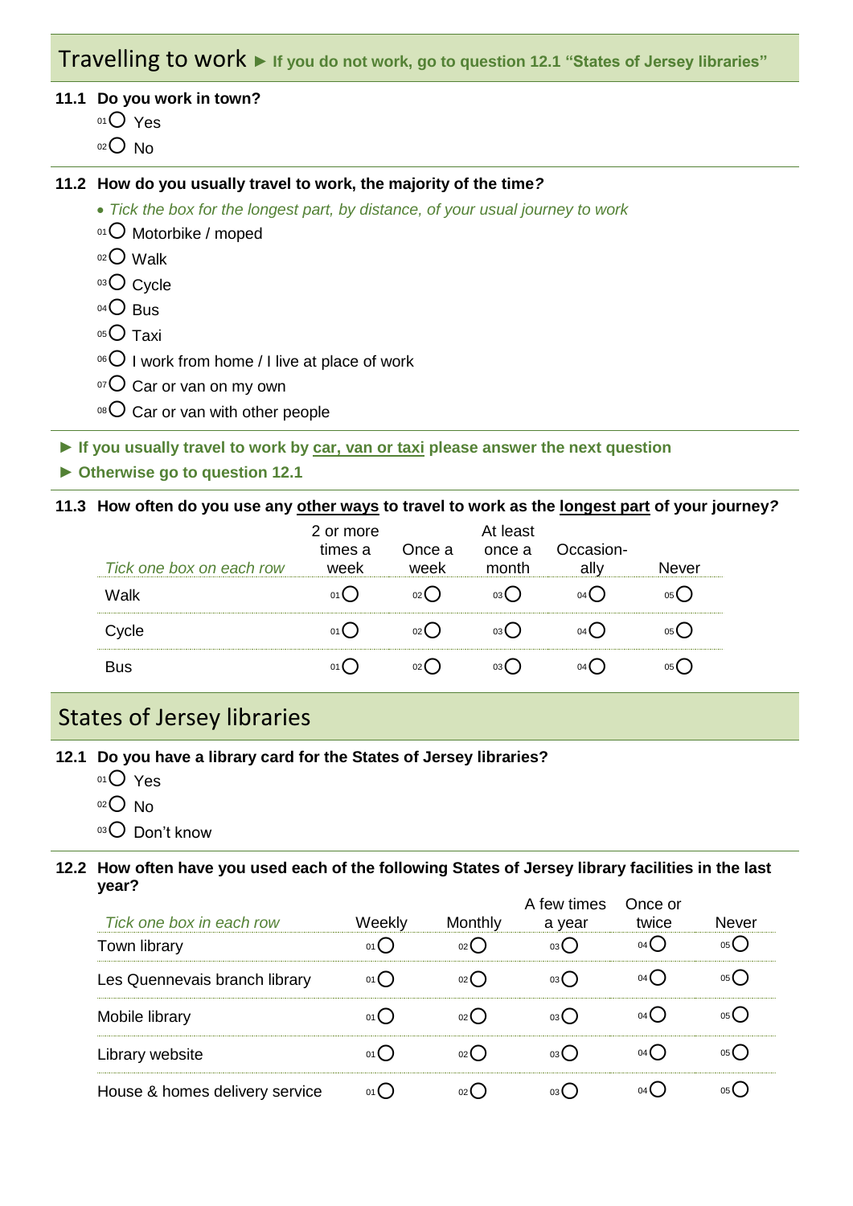## Travelling to work ► If you do not work, go to question 12.1 "States of Jersey libraries"

**11.1 Do you work in town?**

- 01 ○ Yes
- 02 ○ No

**11.2 How do you usually travel to work, the majority of the time?**

- *Tick the box for the longest part, by distance, of your usual journey to work*

- 01 ○ Motorbike / moped
- 02 ○ Walk
- 03 ○ Cycle
- 04 ○ Bus
- 05 ○ Taxi
- 06 ○ I work from home / I live at place of work
- 07 ○ Car or van on my own
- 08 ○ Car or van with other people

**► If you usually travel to work by car, van or taxi please answer the next question**

**► Otherwise go to question 12.1**

**11.3 How often do you use any other ways to travel to work as the longest part of your journey?**

| *Tick one box on each row* | 2 or more times a week | Once a week | At least once a month | Occasion-ally | Never |
|---|---|---|---|---|---|
| Walk | 01 ○ | 02 ○ | 03 ○ | 04 ○ | 05 ○ |
| Cycle | 01 ○ | 02 ○ | 03 ○ | 04 ○ | 05 ○ |
| Bus | 01 ○ | 02 ○ | 03 ○ | 04 ○ | 05 ○ |

## States of Jersey libraries

**12.1 Do you have a library card for the States of Jersey libraries?**

- 01 ○ Yes
- 02 ○ No
- 03 ○ Don't know

**12.2 How often have you used each of the following States of Jersey library facilities in the last year?**

| *Tick one box in each row* | Weekly | Monthly | A few times a year | Once or twice | Never |
|---|---|---|---|---|---|
| Town library | 01 ○ | 02 ○ | 03 ○ | 04 ○ | 05 ○ |
| Les Quennevais branch library | 01 ○ | 02 ○ | 03 ○ | 04 ○ | 05 ○ |
| Mobile library | 01 ○ | 02 ○ | 03 ○ | 04 ○ | 05 ○ |
| Library website | 01 ○ | 02 ○ | 03 ○ | 04 ○ | 05 ○ |
| House & homes delivery service | 01 ○ | 02 ○ | 03 ○ | 04 ○ | 05 ○ |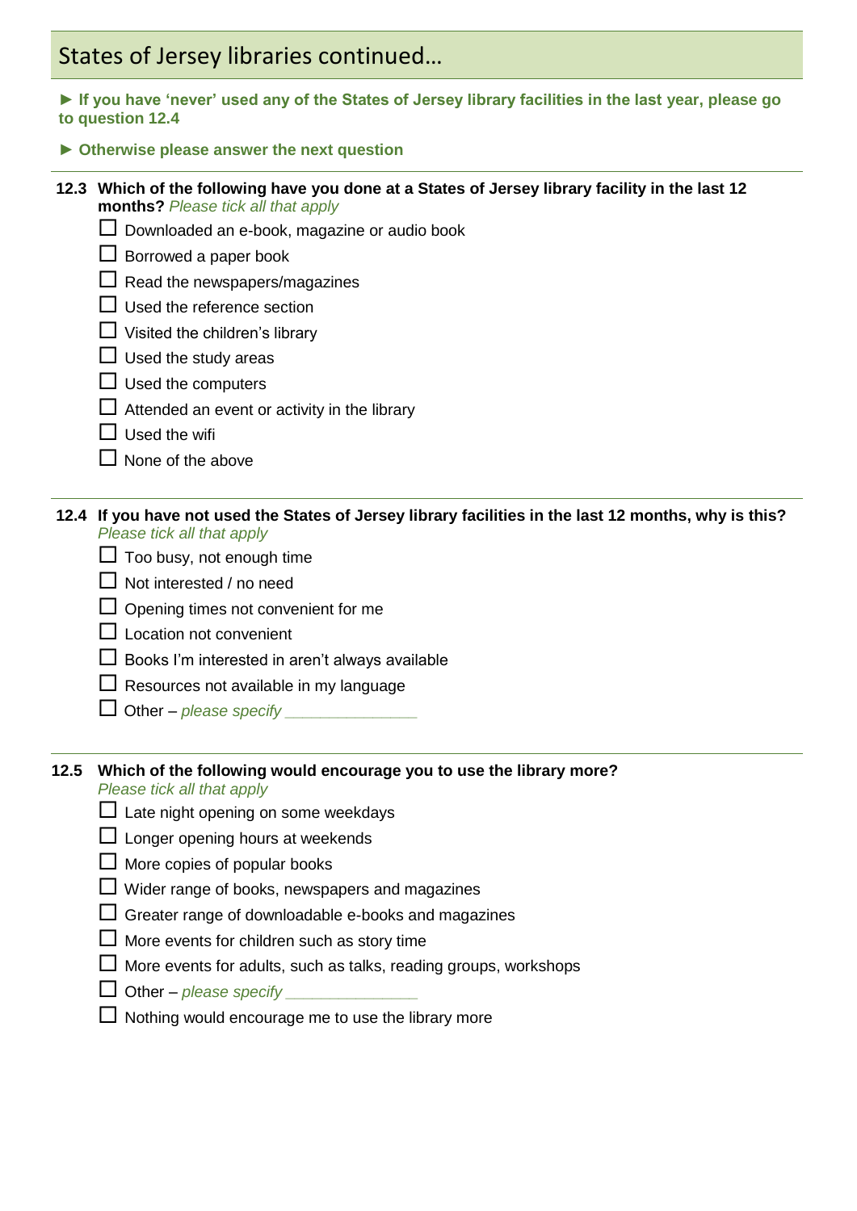## States of Jersey libraries continued…

**► If you have 'never' used any of the States of Jersey library facilities in the last year, please go to question 12.4**

**► Otherwise please answer the next question**

**12.3 Which of the following have you done at a States of Jersey library facility in the last 12 months?** *Please tick all that apply*

- ☐ Downloaded an e-book, magazine or audio book
- ☐ Borrowed a paper book
- ☐ Read the newspapers/magazines
- ☐ Used the reference section
- ☐ Visited the children's library
- ☐ Used the study areas
- ☐ Used the computers
- ☐ Attended an event or activity in the library
- ☐ Used the wifi
- ☐ None of the above

**12.4 If you have not used the States of Jersey library facilities in the last 12 months, why is this?** *Please tick all that apply*

- ☐ Too busy, not enough time
- ☐ Not interested / no need
- ☐ Opening times not convenient for me
- ☐ Location not convenient
- ☐ Books I'm interested in aren't always available
- ☐ Resources not available in my language
- ☐ Other – *please specify _______________*

**12.5 Which of the following would encourage you to use the library more?** *Please tick all that apply*

- ☐ Late night opening on some weekdays
- ☐ Longer opening hours at weekends
- ☐ More copies of popular books
- ☐ Wider range of books, newspapers and magazines
- ☐ Greater range of downloadable e-books and magazines
- ☐ More events for children such as story time
- ☐ More events for adults, such as talks, reading groups, workshops
- ☐ Other – *please specify _______________*
- ☐ Nothing would encourage me to use the library more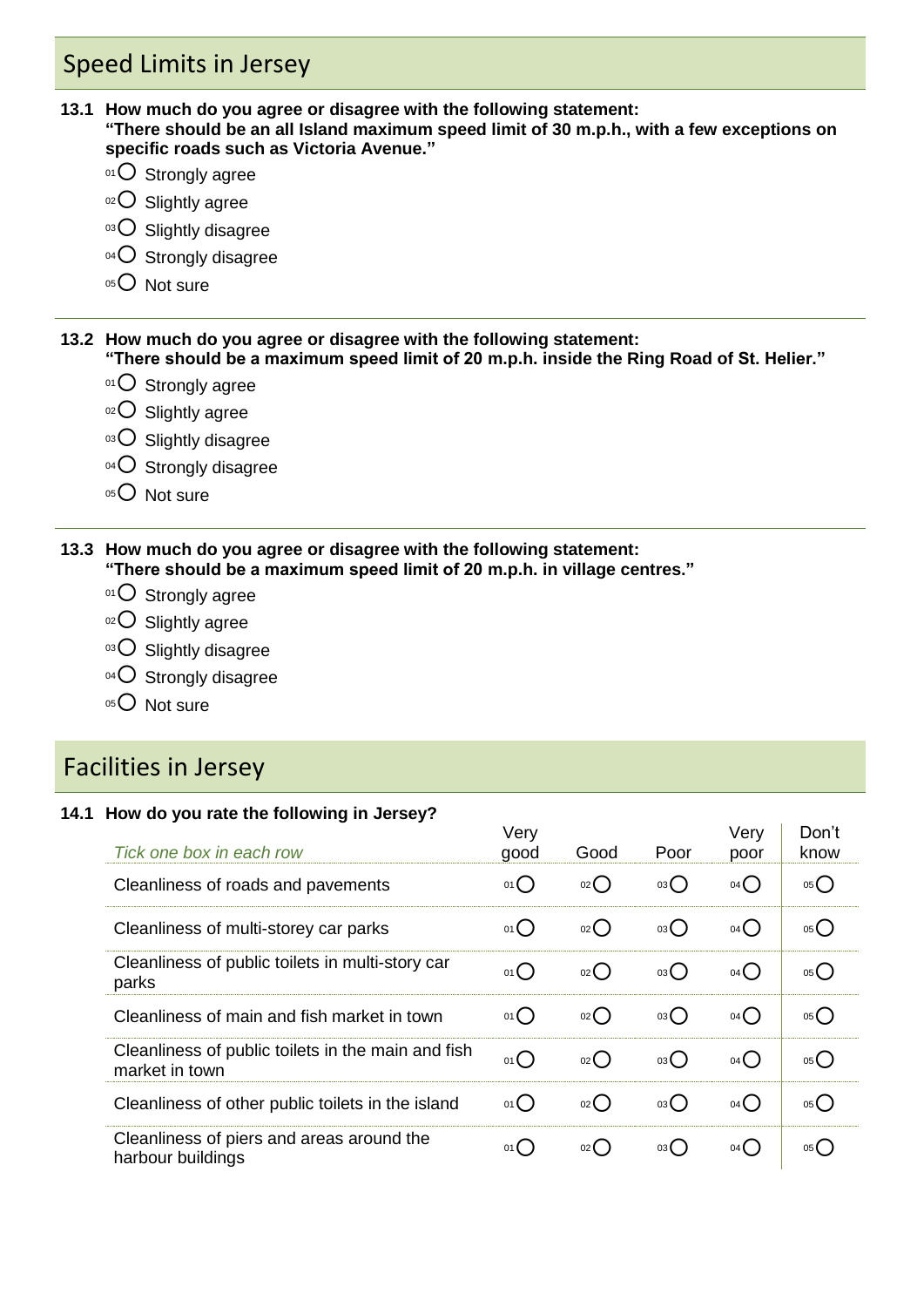## Speed Limits in Jersey

**13.1 How much do you agree or disagree with the following statement:**
**"There should be an all Island maximum speed limit of 30 m.p.h., with a few exceptions on specific roads such as Victoria Avenue."**

- 01 ○ Strongly agree
- 02 ○ Slightly agree
- 03 ○ Slightly disagree
- 04 ○ Strongly disagree
- 05 ○ Not sure

**13.2 How much do you agree or disagree with the following statement:**
**"There should be a maximum speed limit of 20 m.p.h. inside the Ring Road of St. Helier."**

- 01 ○ Strongly agree
- 02 ○ Slightly agree
- 03 ○ Slightly disagree
- 04 ○ Strongly disagree
- 05 ○ Not sure

**13.3 How much do you agree or disagree with the following statement:**
**"There should be a maximum speed limit of 20 m.p.h. in village centres."**

- 01 ○ Strongly agree
- 02 ○ Slightly agree
- 03 ○ Slightly disagree
- 04 ○ Strongly disagree
- 05 ○ Not sure

## Facilities in Jersey

**14.1 How do you rate the following in Jersey?**

| *Tick one box in each row* | Very good | Good | Poor | Very poor | Don't know |
|---|---|---|---|---|---|
| Cleanliness of roads and pavements | 01 ○ | 02 ○ | 03 ○ | 04 ○ | 05 ○ |
| Cleanliness of multi-storey car parks | 01 ○ | 02 ○ | 03 ○ | 04 ○ | 05 ○ |
| Cleanliness of public toilets in multi-story car parks | 01 ○ | 02 ○ | 03 ○ | 04 ○ | 05 ○ |
| Cleanliness of main and fish market in town | 01 ○ | 02 ○ | 03 ○ | 04 ○ | 05 ○ |
| Cleanliness of public toilets in the main and fish market in town | 01 ○ | 02 ○ | 03 ○ | 04 ○ | 05 ○ |
| Cleanliness of other public toilets in the island | 01 ○ | 02 ○ | 03 ○ | 04 ○ | 05 ○ |
| Cleanliness of piers and areas around the harbour buildings | 01 ○ | 02 ○ | 03 ○ | 04 ○ | 05 ○ |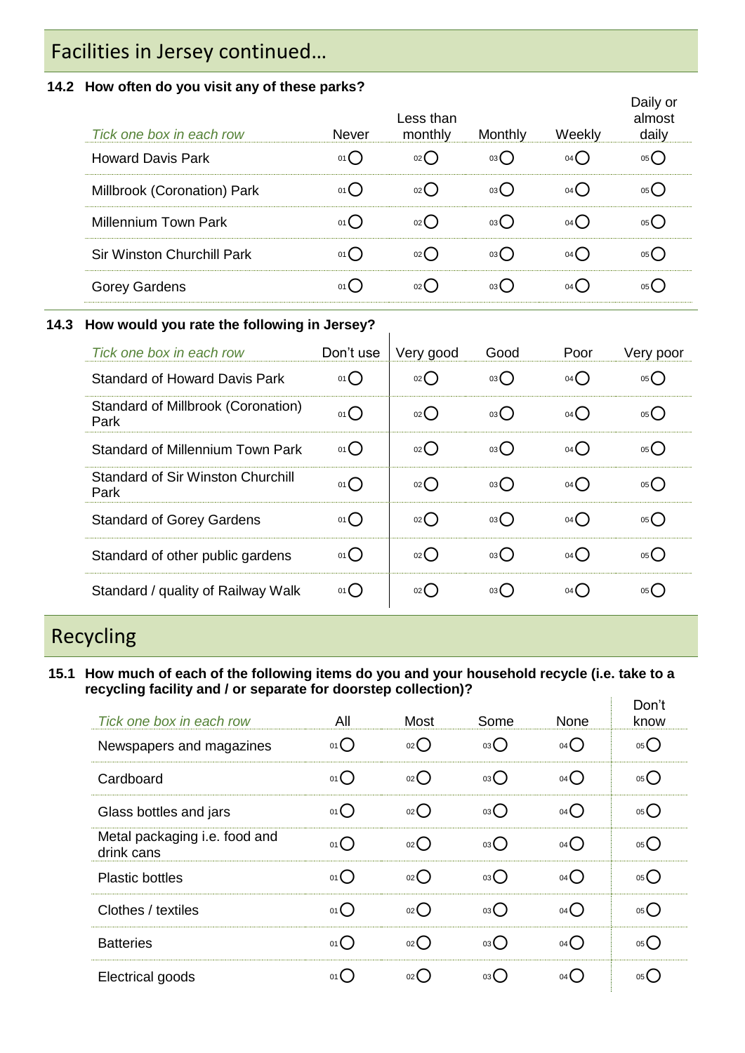# Facilities in Jersey continued…

**14.2 How often do you visit any of these parks?**

| *Tick one box in each row* | Never | Less than monthly | Monthly | Weekly | Daily or almost daily |
|---|---|---|---|---|---|
| Howard Davis Park | 01 ◯ | 02 ◯ | 03 ◯ | 04 ◯ | 05 ◯ |
| Millbrook (Coronation) Park | 01 ◯ | 02 ◯ | 03 ◯ | 04 ◯ | 05 ◯ |
| Millennium Town Park | 01 ◯ | 02 ◯ | 03 ◯ | 04 ◯ | 05 ◯ |
| Sir Winston Churchill Park | 01 ◯ | 02 ◯ | 03 ◯ | 04 ◯ | 05 ◯ |
| Gorey Gardens | 01 ◯ | 02 ◯ | 03 ◯ | 04 ◯ | 05 ◯ |

**14.3 How would you rate the following in Jersey?**

| *Tick one box in each row* | Don't use | Very good | Good | Poor | Very poor |
|---|---|---|---|---|---|
| Standard of Howard Davis Park | 01 ◯ | 02 ◯ | 03 ◯ | 04 ◯ | 05 ◯ |
| Standard of Millbrook (Coronation) Park | 01 ◯ | 02 ◯ | 03 ◯ | 04 ◯ | 05 ◯ |
| Standard of Millennium Town Park | 01 ◯ | 02 ◯ | 03 ◯ | 04 ◯ | 05 ◯ |
| Standard of Sir Winston Churchill Park | 01 ◯ | 02 ◯ | 03 ◯ | 04 ◯ | 05 ◯ |
| Standard of Gorey Gardens | 01 ◯ | 02 ◯ | 03 ◯ | 04 ◯ | 05 ◯ |
| Standard of other public gardens | 01 ◯ | 02 ◯ | 03 ◯ | 04 ◯ | 05 ◯ |
| Standard / quality of Railway Walk | 01 ◯ | 02 ◯ | 03 ◯ | 04 ◯ | 05 ◯ |

# Recycling

**15.1 How much of each of the following items do you and your household recycle (i.e. take to a recycling facility and / or separate for doorstep collection)?**

| *Tick one box in each row* | All | Most | Some | None | Don't know |
|---|---|---|---|---|---|
| Newspapers and magazines | 01 ◯ | 02 ◯ | 03 ◯ | 04 ◯ | 05 ◯ |
| Cardboard | 01 ◯ | 02 ◯ | 03 ◯ | 04 ◯ | 05 ◯ |
| Glass bottles and jars | 01 ◯ | 02 ◯ | 03 ◯ | 04 ◯ | 05 ◯ |
| Metal packaging i.e. food and drink cans | 01 ◯ | 02 ◯ | 03 ◯ | 04 ◯ | 05 ◯ |
| Plastic bottles | 01 ◯ | 02 ◯ | 03 ◯ | 04 ◯ | 05 ◯ |
| Clothes / textiles | 01 ◯ | 02 ◯ | 03 ◯ | 04 ◯ | 05 ◯ |
| Batteries | 01 ◯ | 02 ◯ | 03 ◯ | 04 ◯ | 05 ◯ |
| Electrical goods | 01 ◯ | 02 ◯ | 03 ◯ | 04 ◯ | 05 ◯ |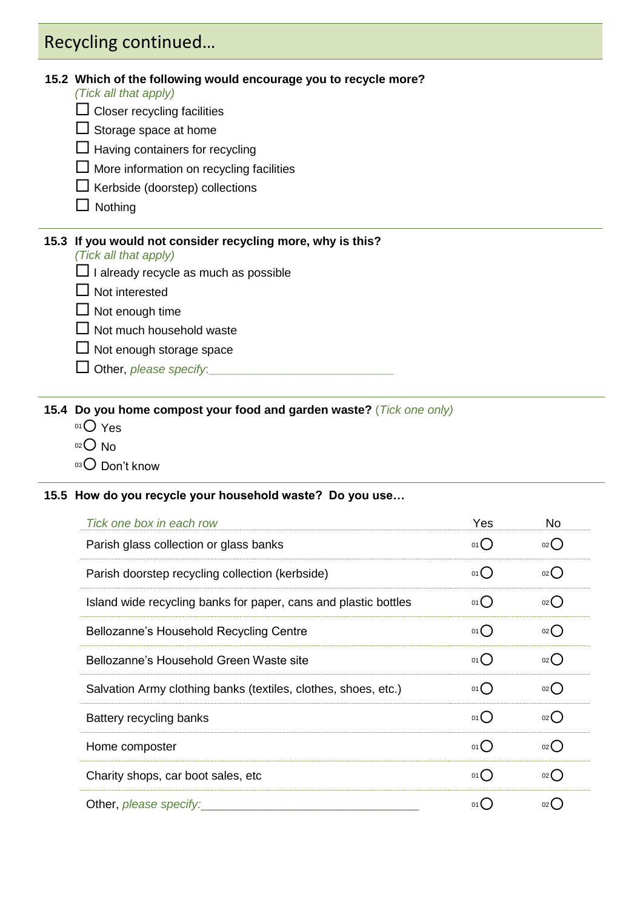## Recycling continued…

**15.2 Which of the following would encourage you to recycle more?**
*(Tick all that apply)*

- ☐ Closer recycling facilities
- ☐ Storage space at home
- ☐ Having containers for recycling
- ☐ More information on recycling facilities
- ☐ Kerbside (doorstep) collections
- ☐ Nothing

**15.3 If you would not consider recycling more, why is this?**
*(Tick all that apply)*

- ☐ I already recycle as much as possible
- ☐ Not interested
- ☐ Not enough time
- ☐ Not much household waste
- ☐ Not enough storage space
- ☐ Other, *please specify*:____________________________

**15.4 Do you home compost your food and garden waste?** *(Tick one only)*

- 01 ◯ Yes
- 02 ◯ No
- 03 ◯ Don't know

**15.5 How do you recycle your household waste? Do you use…**

| *Tick one box in each row* | Yes | No |
|---|---|---|
| Parish glass collection or glass banks | 01 ◯ | 02 ◯ |
| Parish doorstep recycling collection (kerbside) | 01 ◯ | 02 ◯ |
| Island wide recycling banks for paper, cans and plastic bottles | 01 ◯ | 02 ◯ |
| Bellozanne's Household Recycling Centre | 01 ◯ | 02 ◯ |
| Bellozanne's Household Green Waste site | 01 ◯ | 02 ◯ |
| Salvation Army clothing banks (textiles, clothes, shoes, etc.) | 01 ◯ | 02 ◯ |
| Battery recycling banks | 01 ◯ | 02 ◯ |
| Home composter | 01 ◯ | 02 ◯ |
| Charity shops, car boot sales, etc | 01 ◯ | 02 ◯ |
| Other, *please specify:*_________________________________ | 01 ◯ | 02 ◯ |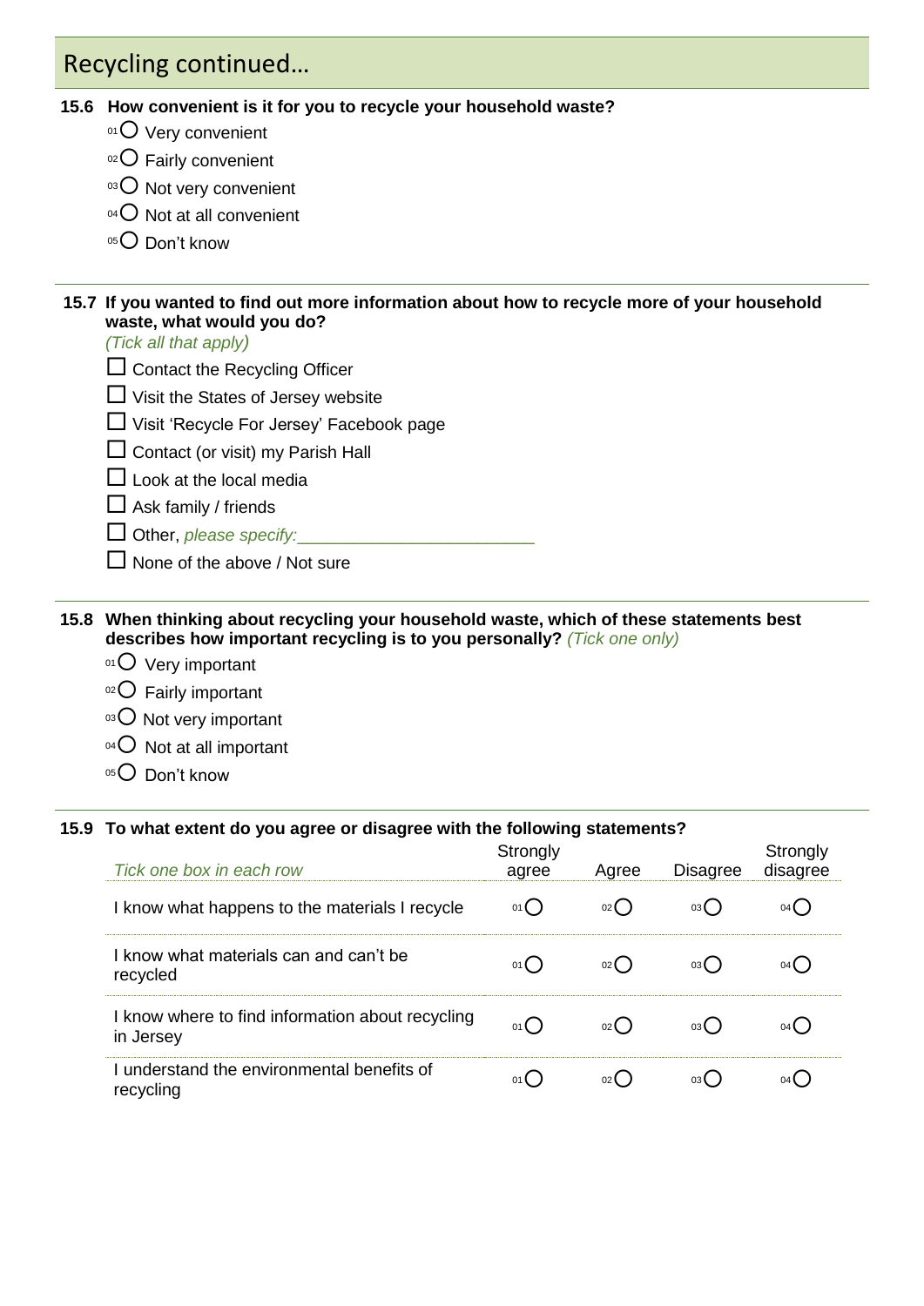## Recycling continued…

**15.6 How convenient is it for you to recycle your household waste?**

- 01 ○ Very convenient
- 02 ○ Fairly convenient
- 03 ○ Not very convenient
- 04 ○ Not at all convenient
- 05 ○ Don't know

**15.7 If you wanted to find out more information about how to recycle more of your household waste, what would you do?**

*(Tick all that apply)*

- ☐ Contact the Recycling Officer
- ☐ Visit the States of Jersey website
- ☐ Visit 'Recycle For Jersey' Facebook page
- ☐ Contact (or visit) my Parish Hall
- ☐ Look at the local media
- ☐ Ask family / friends
- ☐ Other, *please specify:*________________________
- ☐ None of the above / Not sure

**15.8 When thinking about recycling your household waste, which of these statements best describes how important recycling is to you personally?** *(Tick one only)*

- 01 ○ Very important
- 02 ○ Fairly important
- 03 ○ Not very important
- 04 ○ Not at all important
- 05 ○ Don't know

**15.9 To what extent do you agree or disagree with the following statements?**

| *Tick one box in each row* | Strongly agree | Agree | Disagree | Strongly disagree |
|---|---|---|---|---|
| I know what happens to the materials I recycle | 01 ○ | 02 ○ | 03 ○ | 04 ○ |
| I know what materials can and can't be recycled | 01 ○ | 02 ○ | 03 ○ | 04 ○ |
| I know where to find information about recycling in Jersey | 01 ○ | 02 ○ | 03 ○ | 04 ○ |
| I understand the environmental benefits of recycling | 01 ○ | 02 ○ | 03 ○ | 04 ○ |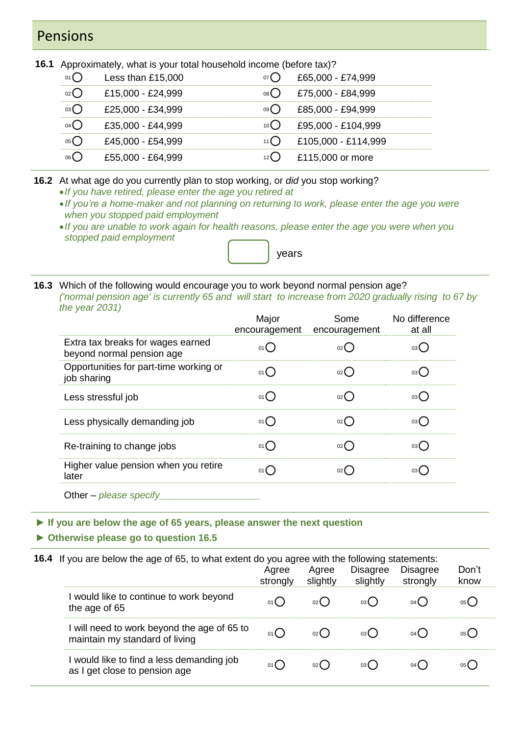## Pensions

**16.1** Approximately, what is your total household income (before tax)?

| | | | |
|---|---|---|---|
| 01 ◯ | Less than £15,000 | 07 ◯ | £65,000 - £74,999 |
| 02 ◯ | £15,000 - £24,999 | 08 ◯ | £75,000 - £84,999 |
| 03 ◯ | £25,000 - £34,999 | 09 ◯ | £85,000 - £94,999 |
| 04 ◯ | £35,000 - £44,999 | 10 ◯ | £95,000 - £104,999 |
| 05 ◯ | £45,000 - £54,999 | 11 ◯ | £105,000 - £114,999 |
| 06 ◯ | £55,000 - £64,999 | 12 ◯ | £115,000 or more |

**16.2** At what age do you currently plan to stop working, or *did* you stop working?

- *If you have retired, please enter the age you retired at*
- *If you're a home-maker and not planning on returning to work, please enter the age you were when you stopped paid employment*
- *If you are unable to work again for health reasons, please enter the age you were when you stopped paid employment*

[ ] years

**16.3** Which of the following would encourage you to work beyond normal pension age?
*('normal pension age' is currently 65 and will start to increase from 2020 gradually rising to 67 by the year 2031)*

| | Major encouragement | Some encouragement | No difference at all |
|---|---|---|---|
| Extra tax breaks for wages earned beyond normal pension age | 01 ◯ | 02 ◯ | 03 ◯ |
| Opportunities for part-time working or job sharing | 01 ◯ | 02 ◯ | 03 ◯ |
| Less stressful job | 01 ◯ | 02 ◯ | 03 ◯ |
| Less physically demanding job | 01 ◯ | 02 ◯ | 03 ◯ |
| Re-training to change jobs | 01 ◯ | 02 ◯ | 03 ◯ |
| Higher value pension when you retire later | 01 ◯ | 02 ◯ | 03 ◯ |

Other – *please specify*___________________

► **If you are below the age of 65 years, please answer the next question**

► **Otherwise please go to question 16.5**

**16.4** If you are below the age of 65, to what extent do you agree with the following statements:

| | Agree strongly | Agree slightly | Disagree slightly | Disagree strongly | Don't know |
|---|---|---|---|---|---|
| I would like to continue to work beyond the age of 65 | 01 ◯ | 02 ◯ | 03 ◯ | 04 ◯ | 05 ◯ |
| I will need to work beyond the age of 65 to maintain my standard of living | 01 ◯ | 02 ◯ | 03 ◯ | 04 ◯ | 05 ◯ |
| I would like to find a less demanding job as I get close to pension age | 01 ◯ | 02 ◯ | 03 ◯ | 04 ◯ | 05 ◯ |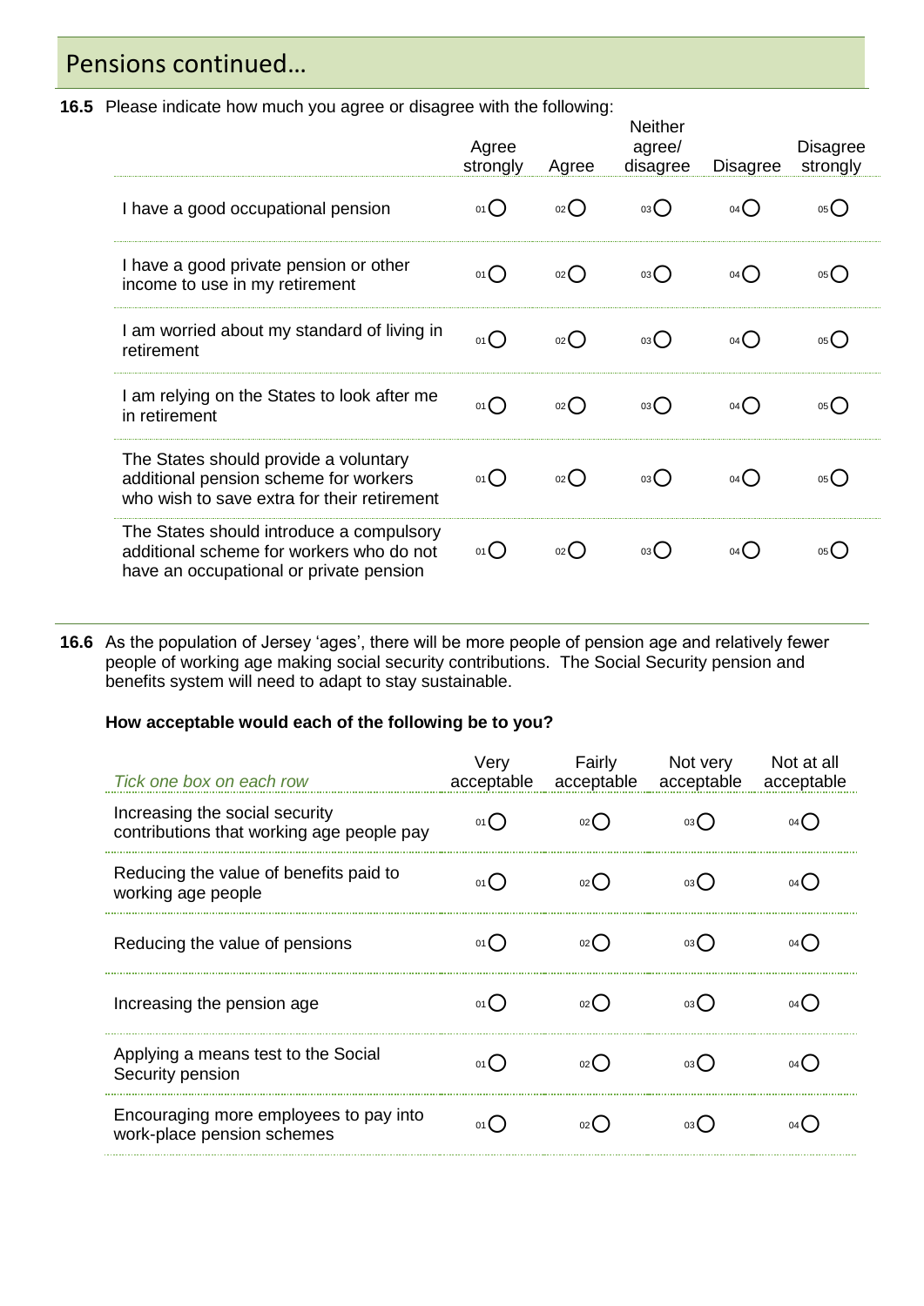## Pensions continued…

**16.5** Please indicate how much you agree or disagree with the following:

| | Agree strongly | Agree | Neither agree/ disagree | Disagree | Disagree strongly |
|---|---|---|---|---|---|
| I have a good occupational pension | 01 ◯ | 02 ◯ | 03 ◯ | 04 ◯ | 05 ◯ |
| I have a good private pension or other income to use in my retirement | 01 ◯ | 02 ◯ | 03 ◯ | 04 ◯ | 05 ◯ |
| I am worried about my standard of living in retirement | 01 ◯ | 02 ◯ | 03 ◯ | 04 ◯ | 05 ◯ |
| I am relying on the States to look after me in retirement | 01 ◯ | 02 ◯ | 03 ◯ | 04 ◯ | 05 ◯ |
| The States should provide a voluntary additional pension scheme for workers who wish to save extra for their retirement | 01 ◯ | 02 ◯ | 03 ◯ | 04 ◯ | 05 ◯ |
| The States should introduce a compulsory additional scheme for workers who do not have an occupational or private pension | 01 ◯ | 02 ◯ | 03 ◯ | 04 ◯ | 05 ◯ |

**16.6** As the population of Jersey 'ages', there will be more people of pension age and relatively fewer people of working age making social security contributions. The Social Security pension and benefits system will need to adapt to stay sustainable.

**How acceptable would each of the following be to you?**

| *Tick one box on each row* | Very acceptable | Fairly acceptable | Not very acceptable | Not at all acceptable |
|---|---|---|---|---|
| Increasing the social security contributions that working age people pay | 01 ◯ | 02 ◯ | 03 ◯ | 04 ◯ |
| Reducing the value of benefits paid to working age people | 01 ◯ | 02 ◯ | 03 ◯ | 04 ◯ |
| Reducing the value of pensions | 01 ◯ | 02 ◯ | 03 ◯ | 04 ◯ |
| Increasing the pension age | 01 ◯ | 02 ◯ | 03 ◯ | 04 ◯ |
| Applying a means test to the Social Security pension | 01 ◯ | 02 ◯ | 03 ◯ | 04 ◯ |
| Encouraging more employees to pay into work-place pension schemes | 01 ◯ | 02 ◯ | 03 ◯ | 04 ◯ |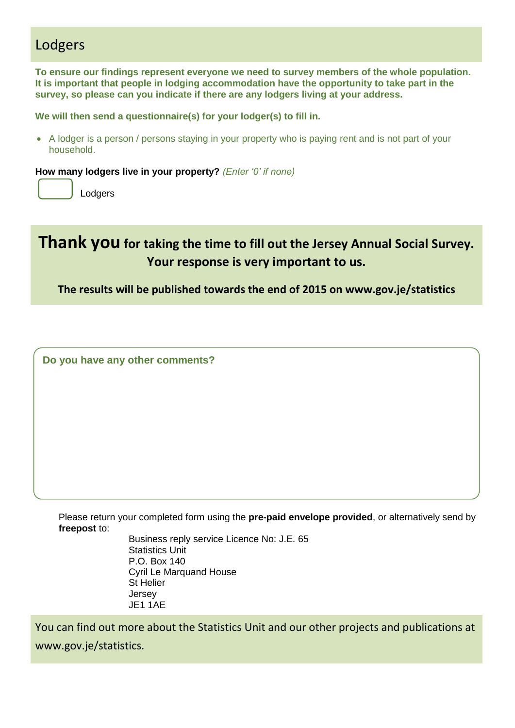## Lodgers

**To ensure our findings represent everyone we need to survey members of the whole population. It is important that people in lodging accommodation have the opportunity to take part in the survey, so please can you indicate if there are any lodgers living at your address.**

**We will then send a questionnaire(s) for your lodger(s) to fill in.**

- A lodger is a person / persons staying in your property who is paying rent and is not part of your household.

**How many lodgers live in your property?** *(Enter '0' if none)*

☐ Lodgers

**Thank you for taking the time to fill out the Jersey Annual Social Survey. Your response is very important to us.**

**The results will be published towards the end of 2015 on www.gov.je/statistics**

**Do you have any other comments?**

Please return your completed form using the **pre-paid envelope provided**, or alternatively send by **freepost** to:

Business reply service Licence No: J.E. 65
Statistics Unit
P.O. Box 140
Cyril Le Marquand House
St Helier
Jersey
JE1 1AE

You can find out more about the Statistics Unit and our other projects and publications at www.gov.je/statistics.